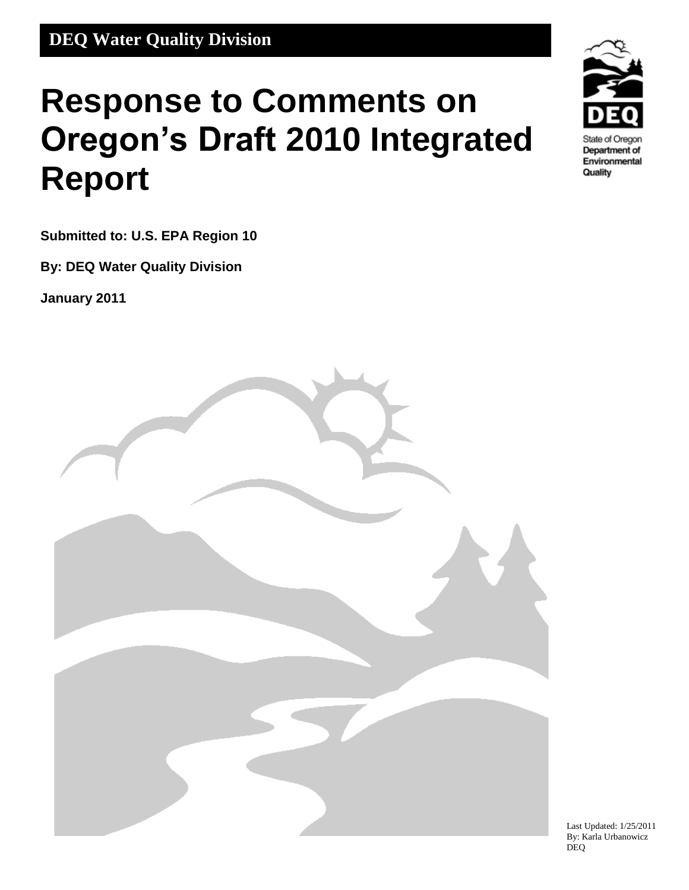**DEQ Water Quality Division**

# Response to Comments on Oregon's Draft 2010 Integrated Report

State of Oregon
Department of Environmental Quality

**Submitted to: U.S. EPA Region 10**

**By: DEQ Water Quality Division**

**January 2011**

Last Updated: 1/25/2011
By: Karla Urbanowicz
DEQ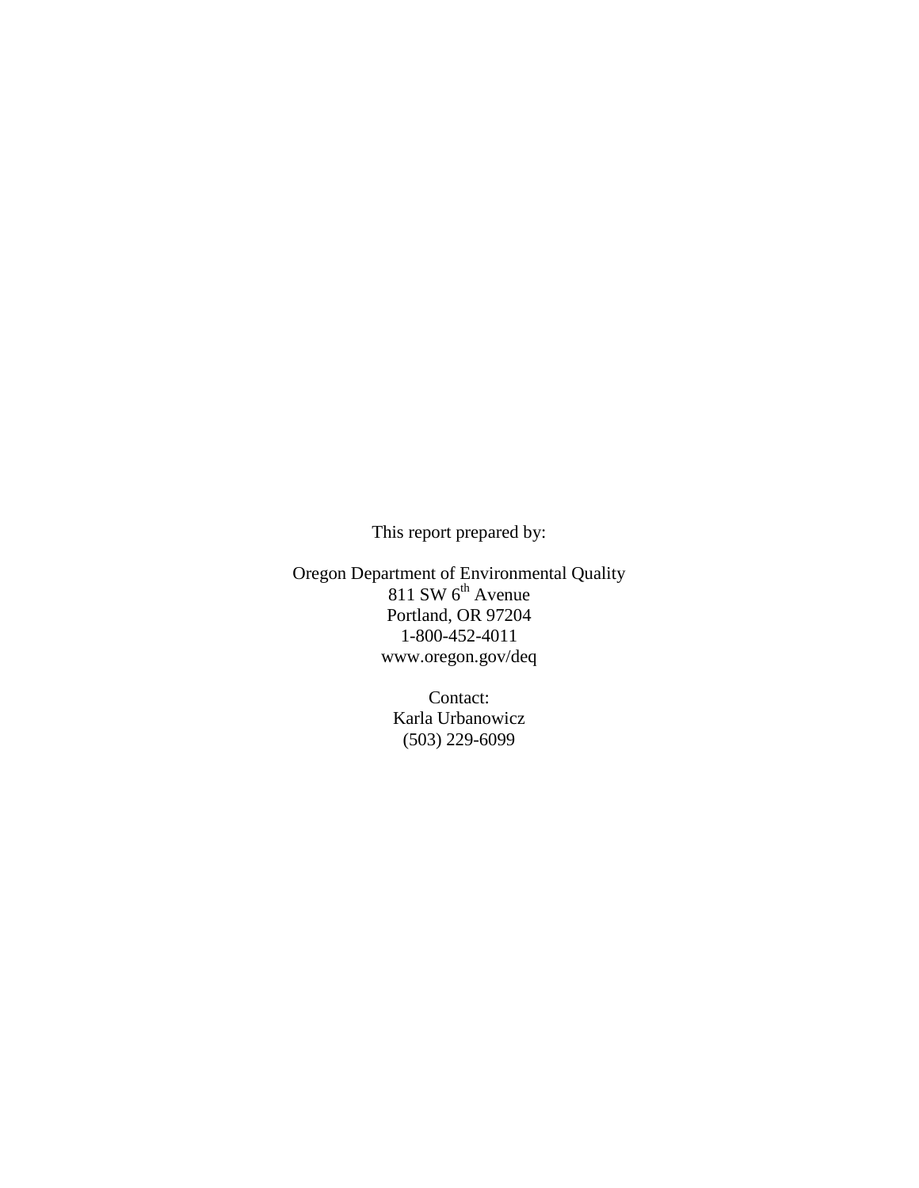This report prepared by:

Oregon Department of Environmental Quality
811 SW 6th Avenue
Portland, OR 97204
1-800-452-4011
www.oregon.gov/deq

Contact:
Karla Urbanowicz
(503) 229-6099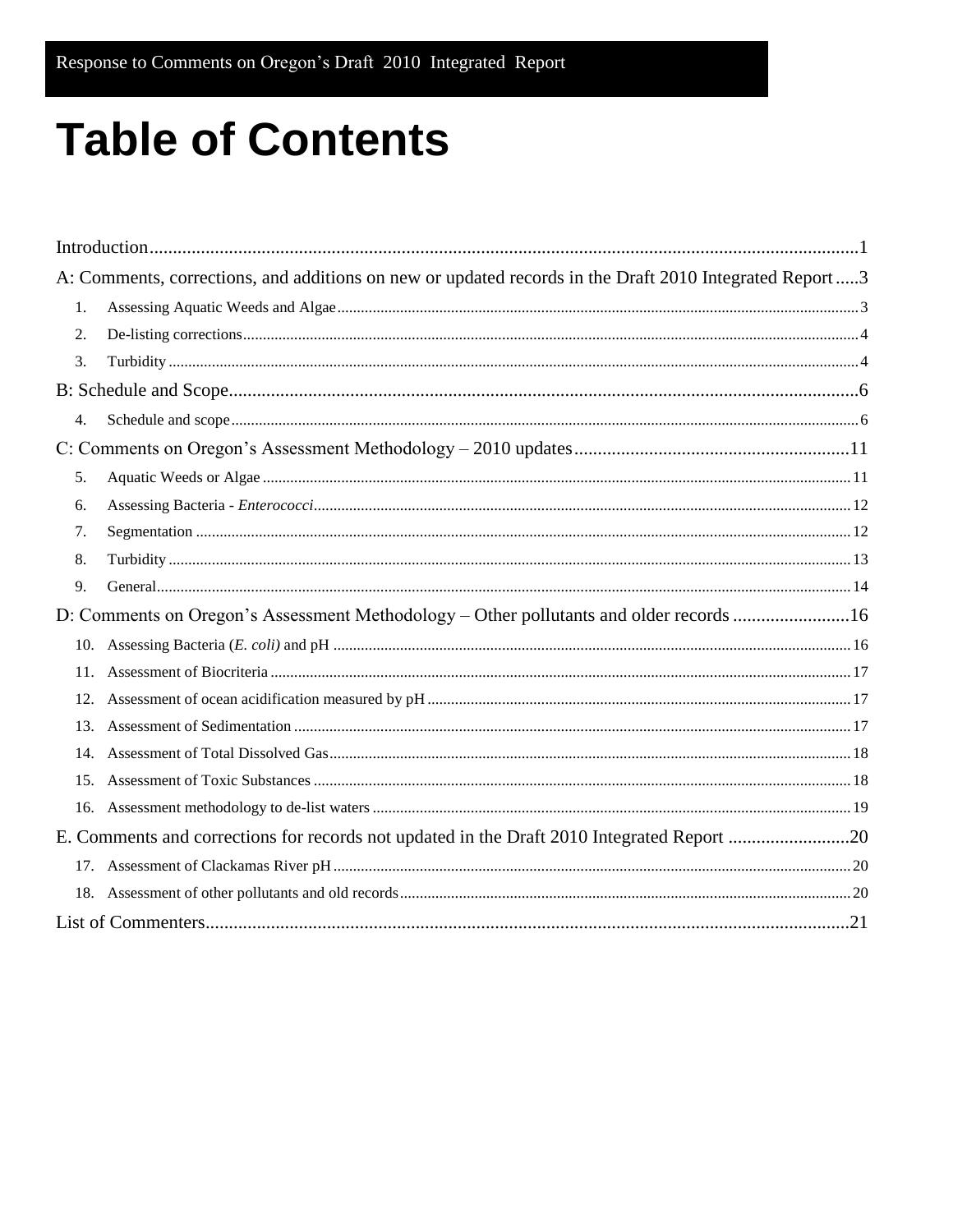# Table of Contents

Introduction ..... 1

A: Comments, corrections, and additions on new or updated records in the Draft 2010 Integrated Report ..... 3

1. Assessing Aquatic Weeds and Algae ..... 3
2. De-listing corrections ..... 4
3. Turbidity ..... 4

B: Schedule and Scope ..... 6

4. Schedule and scope ..... 6

C: Comments on Oregon's Assessment Methodology – 2010 updates ..... 11

5. Aquatic Weeds or Algae ..... 11
6. Assessing Bacteria - *Enterococci* ..... 12
7. Segmentation ..... 12
8. Turbidity ..... 13
9. General ..... 14

D: Comments on Oregon's Assessment Methodology – Other pollutants and older records ..... 16

10. Assessing Bacteria (*E. coli)* and pH ..... 16
11. Assessment of Biocriteria ..... 17
12. Assessment of ocean acidification measured by pH ..... 17
13. Assessment of Sedimentation ..... 17
14. Assessment of Total Dissolved Gas ..... 18
15. Assessment of Toxic Substances ..... 18
16. Assessment methodology to de-list waters ..... 19

E. Comments and corrections for records not updated in the Draft 2010 Integrated Report ..... 20

17. Assessment of Clackamas River pH ..... 20
18. Assessment of other pollutants and old records ..... 20

List of Commenters ..... 21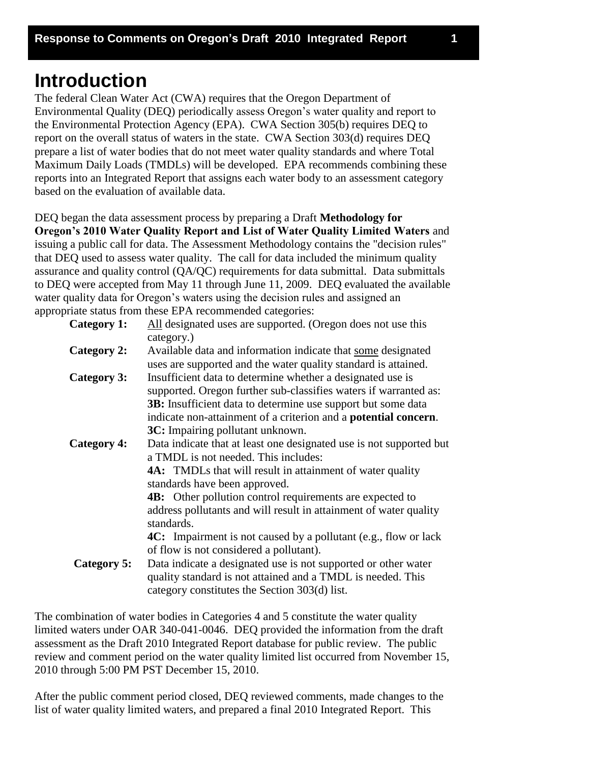# Introduction

The federal Clean Water Act (CWA) requires that the Oregon Department of Environmental Quality (DEQ) periodically assess Oregon's water quality and report to the Environmental Protection Agency (EPA). CWA Section 305(b) requires DEQ to report on the overall status of waters in the state. CWA Section 303(d) requires DEQ prepare a list of water bodies that do not meet water quality standards and where Total Maximum Daily Loads (TMDLs) will be developed. EPA recommends combining these reports into an Integrated Report that assigns each water body to an assessment category based on the evaluation of available data.

DEQ began the data assessment process by preparing a Draft **Methodology for Oregon's 2010 Water Quality Report and List of Water Quality Limited Waters** and issuing a public call for data. The Assessment Methodology contains the "decision rules" that DEQ used to assess water quality. The call for data included the minimum quality assurance and quality control (QA/QC) requirements for data submittal. Data submittals to DEQ were accepted from May 11 through June 11, 2009. DEQ evaluated the available water quality data for Oregon's waters using the decision rules and assigned an appropriate status from these EPA recommended categories:

| | |
|---|---|
| **Category 1:** | All designated uses are supported. (Oregon does not use this category.) |
| **Category 2:** | Available data and information indicate that some designated uses are supported and the water quality standard is attained. |
| **Category 3:** | Insufficient data to determine whether a designated use is supported. Oregon further sub-classifies waters if warranted as: **3B:** Insufficient data to determine use support but some data indicate non-attainment of a criterion and a **potential concern**. **3C:** Impairing pollutant unknown. |
| **Category 4:** | Data indicate that at least one designated use is not supported but a TMDL is not needed. This includes: **4A:** TMDLs that will result in attainment of water quality standards have been approved. **4B:** Other pollution control requirements are expected to address pollutants and will result in attainment of water quality standards. **4C:** Impairment is not caused by a pollutant (e.g., flow or lack of flow is not considered a pollutant). |
| **Category 5:** | Data indicate a designated use is not supported or other water quality standard is not attained and a TMDL is needed. This category constitutes the Section 303(d) list. |

The combination of water bodies in Categories 4 and 5 constitute the water quality limited waters under OAR 340-041-0046. DEQ provided the information from the draft assessment as the Draft 2010 Integrated Report database for public review. The public review and comment period on the water quality limited list occurred from November 15, 2010 through 5:00 PM PST December 15, 2010.

After the public comment period closed, DEQ reviewed comments, made changes to the list of water quality limited waters, and prepared a final 2010 Integrated Report. This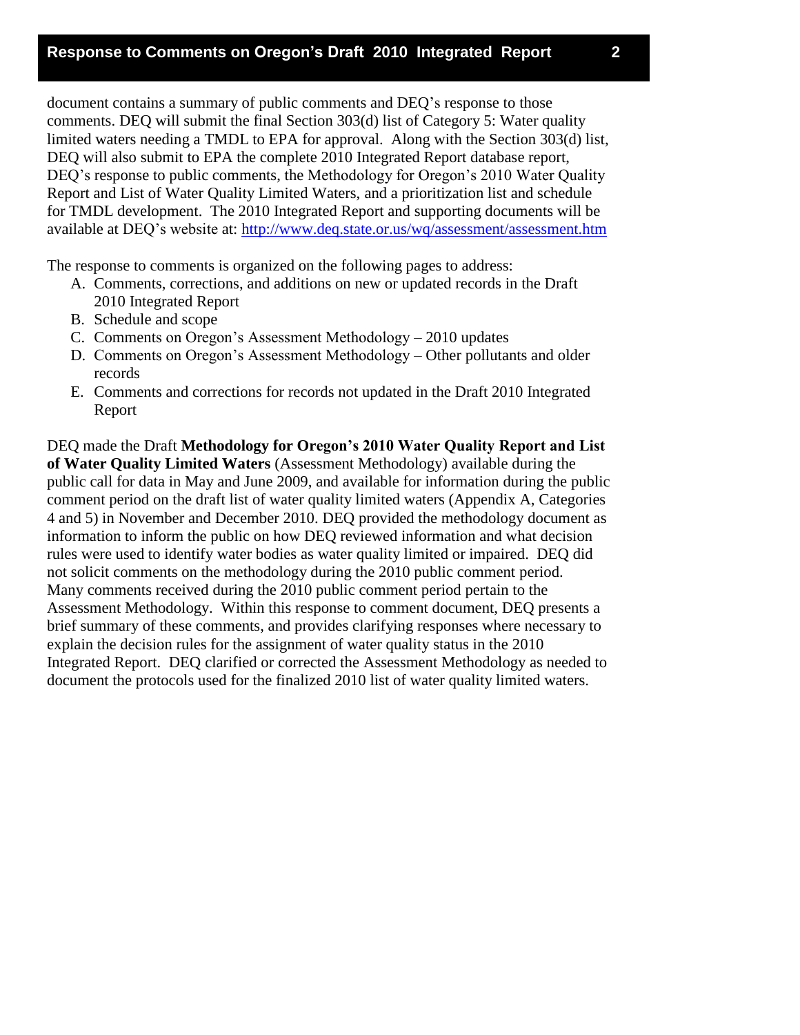document contains a summary of public comments and DEQ's response to those comments. DEQ will submit the final Section 303(d) list of Category 5: Water quality limited waters needing a TMDL to EPA for approval. Along with the Section 303(d) list, DEQ will also submit to EPA the complete 2010 Integrated Report database report, DEQ's response to public comments, the Methodology for Oregon's 2010 Water Quality Report and List of Water Quality Limited Waters, and a prioritization list and schedule for TMDL development. The 2010 Integrated Report and supporting documents will be available at DEQ's website at: http://www.deq.state.or.us/wq/assessment/assessment.htm

The response to comments is organized on the following pages to address:

A. Comments, corrections, and additions on new or updated records in the Draft 2010 Integrated Report
B. Schedule and scope
C. Comments on Oregon's Assessment Methodology – 2010 updates
D. Comments on Oregon's Assessment Methodology – Other pollutants and older records
E. Comments and corrections for records not updated in the Draft 2010 Integrated Report

DEQ made the Draft **Methodology for Oregon's 2010 Water Quality Report and List of Water Quality Limited Waters** (Assessment Methodology) available during the public call for data in May and June 2009, and available for information during the public comment period on the draft list of water quality limited waters (Appendix A, Categories 4 and 5) in November and December 2010. DEQ provided the methodology document as information to inform the public on how DEQ reviewed information and what decision rules were used to identify water bodies as water quality limited or impaired. DEQ did not solicit comments on the methodology during the 2010 public comment period. Many comments received during the 2010 public comment period pertain to the Assessment Methodology. Within this response to comment document, DEQ presents a brief summary of these comments, and provides clarifying responses where necessary to explain the decision rules for the assignment of water quality status in the 2010 Integrated Report. DEQ clarified or corrected the Assessment Methodology as needed to document the protocols used for the finalized 2010 list of water quality limited waters.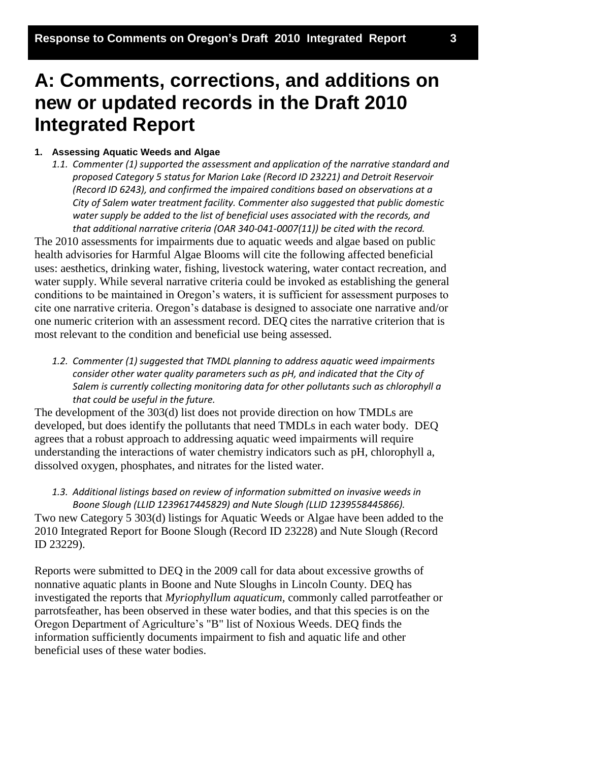# A: Comments, corrections, and additions on new or updated records in the Draft 2010 Integrated Report

**1. Assessing Aquatic Weeds and Algae**

*1.1. Commenter (1) supported the assessment and application of the narrative standard and proposed Category 5 status for Marion Lake (Record ID 23221) and Detroit Reservoir (Record ID 6243), and confirmed the impaired conditions based on observations at a City of Salem water treatment facility. Commenter also suggested that public domestic water supply be added to the list of beneficial uses associated with the records, and that additional narrative criteria (OAR 340-041-0007(11)) be cited with the record.*

The 2010 assessments for impairments due to aquatic weeds and algae based on public health advisories for Harmful Algae Blooms will cite the following affected beneficial uses: aesthetics, drinking water, fishing, livestock watering, water contact recreation, and water supply. While several narrative criteria could be invoked as establishing the general conditions to be maintained in Oregon's waters, it is sufficient for assessment purposes to cite one narrative criteria. Oregon's database is designed to associate one narrative and/or one numeric criterion with an assessment record. DEQ cites the narrative criterion that is most relevant to the condition and beneficial use being assessed.

*1.2. Commenter (1) suggested that TMDL planning to address aquatic weed impairments consider other water quality parameters such as pH, and indicated that the City of Salem is currently collecting monitoring data for other pollutants such as chlorophyll a that could be useful in the future.*

The development of the 303(d) list does not provide direction on how TMDLs are developed, but does identify the pollutants that need TMDLs in each water body. DEQ agrees that a robust approach to addressing aquatic weed impairments will require understanding the interactions of water chemistry indicators such as pH, chlorophyll a, dissolved oxygen, phosphates, and nitrates for the listed water.

*1.3. Additional listings based on review of information submitted on invasive weeds in Boone Slough (LLID 1239617445829) and Nute Slough (LLID 1239558445866).*

Two new Category 5 303(d) listings for Aquatic Weeds or Algae have been added to the 2010 Integrated Report for Boone Slough (Record ID 23228) and Nute Slough (Record ID 23229).

Reports were submitted to DEQ in the 2009 call for data about excessive growths of nonnative aquatic plants in Boone and Nute Sloughs in Lincoln County. DEQ has investigated the reports that *Myriophyllum aquaticum*, commonly called parrotfeather or parrotsfeather, has been observed in these water bodies, and that this species is on the Oregon Department of Agriculture's "B" list of Noxious Weeds. DEQ finds the information sufficiently documents impairment to fish and aquatic life and other beneficial uses of these water bodies.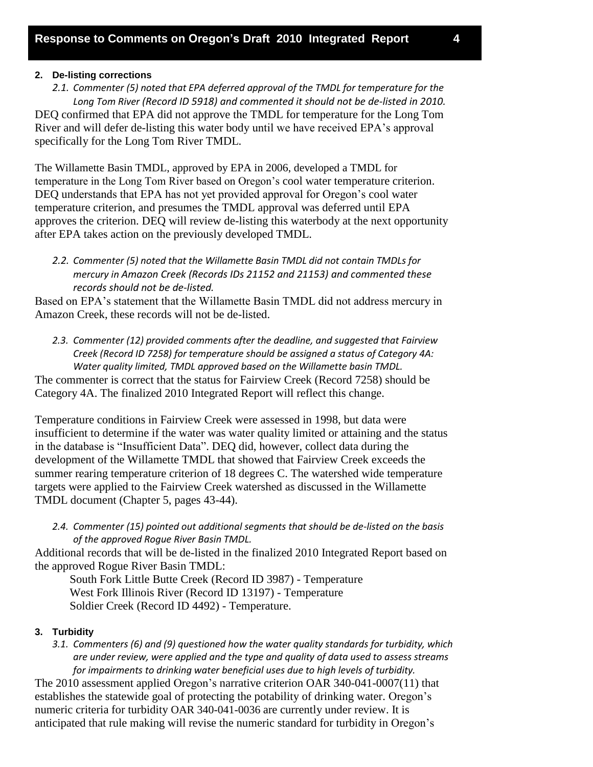## 2. De-listing corrections

*2.1. Commenter (5) noted that EPA deferred approval of the TMDL for temperature for the Long Tom River (Record ID 5918) and commented it should not be de-listed in 2010.*

DEQ confirmed that EPA did not approve the TMDL for temperature for the Long Tom River and will defer de-listing this water body until we have received EPA's approval specifically for the Long Tom River TMDL.

The Willamette Basin TMDL, approved by EPA in 2006, developed a TMDL for temperature in the Long Tom River based on Oregon's cool water temperature criterion. DEQ understands that EPA has not yet provided approval for Oregon's cool water temperature criterion, and presumes the TMDL approval was deferred until EPA approves the criterion. DEQ will review de-listing this waterbody at the next opportunity after EPA takes action on the previously developed TMDL.

*2.2. Commenter (5) noted that the Willamette Basin TMDL did not contain TMDLs for mercury in Amazon Creek (Records IDs 21152 and 21153) and commented these records should not be de-listed.*

Based on EPA's statement that the Willamette Basin TMDL did not address mercury in Amazon Creek, these records will not be de-listed.

*2.3. Commenter (12) provided comments after the deadline, and suggested that Fairview Creek (Record ID 7258) for temperature should be assigned a status of Category 4A: Water quality limited, TMDL approved based on the Willamette basin TMDL.*

The commenter is correct that the status for Fairview Creek (Record 7258) should be Category 4A. The finalized 2010 Integrated Report will reflect this change.

Temperature conditions in Fairview Creek were assessed in 1998, but data were insufficient to determine if the water was water quality limited or attaining and the status in the database is "Insufficient Data". DEQ did, however, collect data during the development of the Willamette TMDL that showed that Fairview Creek exceeds the summer rearing temperature criterion of 18 degrees C. The watershed wide temperature targets were applied to the Fairview Creek watershed as discussed in the Willamette TMDL document (Chapter 5, pages 43-44).

*2.4. Commenter (15) pointed out additional segments that should be de-listed on the basis of the approved Rogue River Basin TMDL.*

Additional records that will be de-listed in the finalized 2010 Integrated Report based on the approved Rogue River Basin TMDL:

South Fork Little Butte Creek (Record ID 3987) - Temperature
West Fork Illinois River (Record ID 13197) - Temperature
Soldier Creek (Record ID 4492) - Temperature.

## 3. Turbidity

*3.1. Commenters (6) and (9) questioned how the water quality standards for turbidity, which are under review, were applied and the type and quality of data used to assess streams for impairments to drinking water beneficial uses due to high levels of turbidity.*

The 2010 assessment applied Oregon's narrative criterion OAR 340-041-0007(11) that establishes the statewide goal of protecting the potability of drinking water. Oregon's numeric criteria for turbidity OAR 340-041-0036 are currently under review. It is anticipated that rule making will revise the numeric standard for turbidity in Oregon's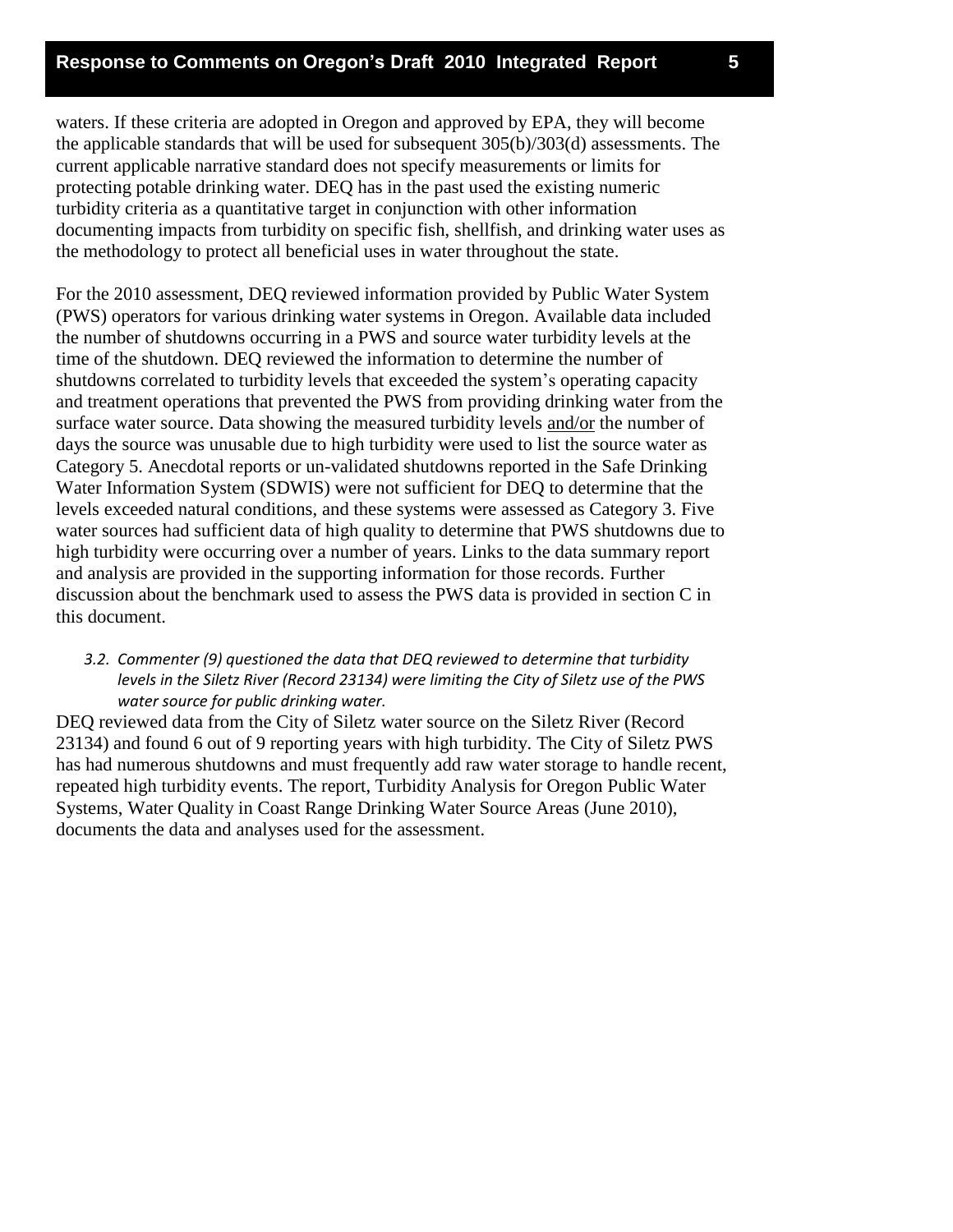waters. If these criteria are adopted in Oregon and approved by EPA, they will become the applicable standards that will be used for subsequent 305(b)/303(d) assessments. The current applicable narrative standard does not specify measurements or limits for protecting potable drinking water. DEQ has in the past used the existing numeric turbidity criteria as a quantitative target in conjunction with other information documenting impacts from turbidity on specific fish, shellfish, and drinking water uses as the methodology to protect all beneficial uses in water throughout the state.

For the 2010 assessment, DEQ reviewed information provided by Public Water System (PWS) operators for various drinking water systems in Oregon. Available data included the number of shutdowns occurring in a PWS and source water turbidity levels at the time of the shutdown. DEQ reviewed the information to determine the number of shutdowns correlated to turbidity levels that exceeded the system's operating capacity and treatment operations that prevented the PWS from providing drinking water from the surface water source. Data showing the measured turbidity levels <u>and/or</u> the number of days the source was unusable due to high turbidity were used to list the source water as Category 5. Anecdotal reports or un-validated shutdowns reported in the Safe Drinking Water Information System (SDWIS) were not sufficient for DEQ to determine that the levels exceeded natural conditions, and these systems were assessed as Category 3. Five water sources had sufficient data of high quality to determine that PWS shutdowns due to high turbidity were occurring over a number of years. Links to the data summary report and analysis are provided in the supporting information for those records. Further discussion about the benchmark used to assess the PWS data is provided in section C in this document.

*3.2. Commenter (9) questioned the data that DEQ reviewed to determine that turbidity levels in the Siletz River (Record 23134) were limiting the City of Siletz use of the PWS water source for public drinking water.*

DEQ reviewed data from the City of Siletz water source on the Siletz River (Record 23134) and found 6 out of 9 reporting years with high turbidity. The City of Siletz PWS has had numerous shutdowns and must frequently add raw water storage to handle recent, repeated high turbidity events. The report, Turbidity Analysis for Oregon Public Water Systems, Water Quality in Coast Range Drinking Water Source Areas (June 2010), documents the data and analyses used for the assessment.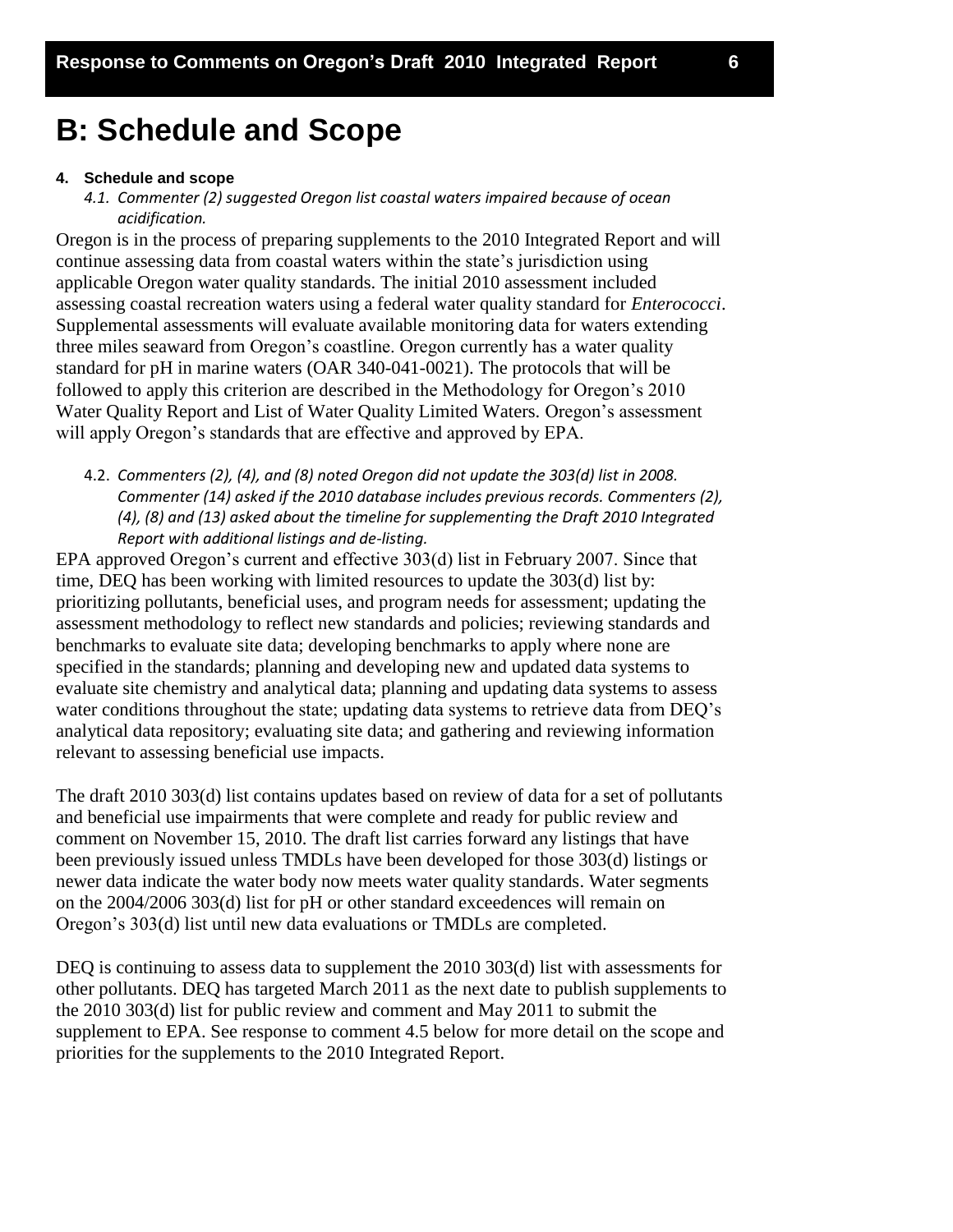# B: Schedule and Scope

**4. Schedule and scope**

*4.1. Commenter (2) suggested Oregon list coastal waters impaired because of ocean acidification.*

Oregon is in the process of preparing supplements to the 2010 Integrated Report and will continue assessing data from coastal waters within the state's jurisdiction using applicable Oregon water quality standards. The initial 2010 assessment included assessing coastal recreation waters using a federal water quality standard for *Enterococci*. Supplemental assessments will evaluate available monitoring data for waters extending three miles seaward from Oregon's coastline. Oregon currently has a water quality standard for pH in marine waters (OAR 340-041-0021). The protocols that will be followed to apply this criterion are described in the Methodology for Oregon's 2010 Water Quality Report and List of Water Quality Limited Waters. Oregon's assessment will apply Oregon's standards that are effective and approved by EPA.

4.2. *Commenters (2), (4), and (8) noted Oregon did not update the 303(d) list in 2008. Commenter (14) asked if the 2010 database includes previous records. Commenters (2), (4), (8) and (13) asked about the timeline for supplementing the Draft 2010 Integrated Report with additional listings and de-listing.*

EPA approved Oregon's current and effective 303(d) list in February 2007. Since that time, DEQ has been working with limited resources to update the 303(d) list by: prioritizing pollutants, beneficial uses, and program needs for assessment; updating the assessment methodology to reflect new standards and policies; reviewing standards and benchmarks to evaluate site data; developing benchmarks to apply where none are specified in the standards; planning and developing new and updated data systems to evaluate site chemistry and analytical data; planning and updating data systems to assess water conditions throughout the state; updating data systems to retrieve data from DEQ's analytical data repository; evaluating site data; and gathering and reviewing information relevant to assessing beneficial use impacts.

The draft 2010 303(d) list contains updates based on review of data for a set of pollutants and beneficial use impairments that were complete and ready for public review and comment on November 15, 2010. The draft list carries forward any listings that have been previously issued unless TMDLs have been developed for those 303(d) listings or newer data indicate the water body now meets water quality standards. Water segments on the 2004/2006 303(d) list for pH or other standard exceedences will remain on Oregon's 303(d) list until new data evaluations or TMDLs are completed.

DEQ is continuing to assess data to supplement the 2010 303(d) list with assessments for other pollutants. DEQ has targeted March 2011 as the next date to publish supplements to the 2010 303(d) list for public review and comment and May 2011 to submit the supplement to EPA. See response to comment 4.5 below for more detail on the scope and priorities for the supplements to the 2010 Integrated Report.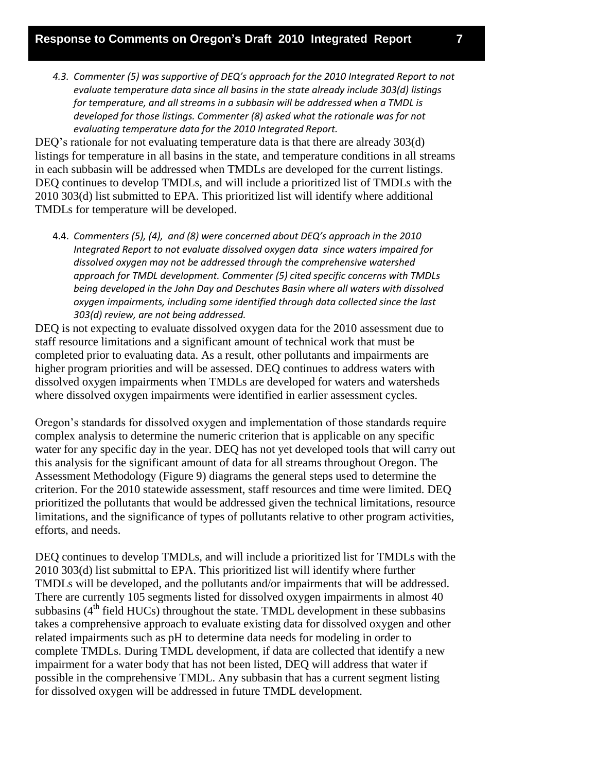*4.3. Commenter (5) was supportive of DEQ's approach for the 2010 Integrated Report to not evaluate temperature data since all basins in the state already include 303(d) listings for temperature, and all streams in a subbasin will be addressed when a TMDL is developed for those listings. Commenter (8) asked what the rationale was for not evaluating temperature data for the 2010 Integrated Report.*

DEQ's rationale for not evaluating temperature data is that there are already 303(d) listings for temperature in all basins in the state, and temperature conditions in all streams in each subbasin will be addressed when TMDLs are developed for the current listings. DEQ continues to develop TMDLs, and will include a prioritized list of TMDLs with the 2010 303(d) list submitted to EPA. This prioritized list will identify where additional TMDLs for temperature will be developed.

4.4. *Commenters (5), (4), and (8) were concerned about DEQ's approach in the 2010 Integrated Report to not evaluate dissolved oxygen data since waters impaired for dissolved oxygen may not be addressed through the comprehensive watershed approach for TMDL development. Commenter (5) cited specific concerns with TMDLs being developed in the John Day and Deschutes Basin where all waters with dissolved oxygen impairments, including some identified through data collected since the last 303(d) review, are not being addressed.*

DEQ is not expecting to evaluate dissolved oxygen data for the 2010 assessment due to staff resource limitations and a significant amount of technical work that must be completed prior to evaluating data. As a result, other pollutants and impairments are higher program priorities and will be assessed. DEQ continues to address waters with dissolved oxygen impairments when TMDLs are developed for waters and watersheds where dissolved oxygen impairments were identified in earlier assessment cycles.

Oregon's standards for dissolved oxygen and implementation of those standards require complex analysis to determine the numeric criterion that is applicable on any specific water for any specific day in the year. DEQ has not yet developed tools that will carry out this analysis for the significant amount of data for all streams throughout Oregon. The Assessment Methodology (Figure 9) diagrams the general steps used to determine the criterion. For the 2010 statewide assessment, staff resources and time were limited. DEQ prioritized the pollutants that would be addressed given the technical limitations, resource limitations, and the significance of types of pollutants relative to other program activities, efforts, and needs.

DEQ continues to develop TMDLs, and will include a prioritized list for TMDLs with the 2010 303(d) list submittal to EPA. This prioritized list will identify where further TMDLs will be developed, and the pollutants and/or impairments that will be addressed. There are currently 105 segments listed for dissolved oxygen impairments in almost 40 subbasins (4th field HUCs) throughout the state. TMDL development in these subbasins takes a comprehensive approach to evaluate existing data for dissolved oxygen and other related impairments such as pH to determine data needs for modeling in order to complete TMDLs. During TMDL development, if data are collected that identify a new impairment for a water body that has not been listed, DEQ will address that water if possible in the comprehensive TMDL. Any subbasin that has a current segment listing for dissolved oxygen will be addressed in future TMDL development.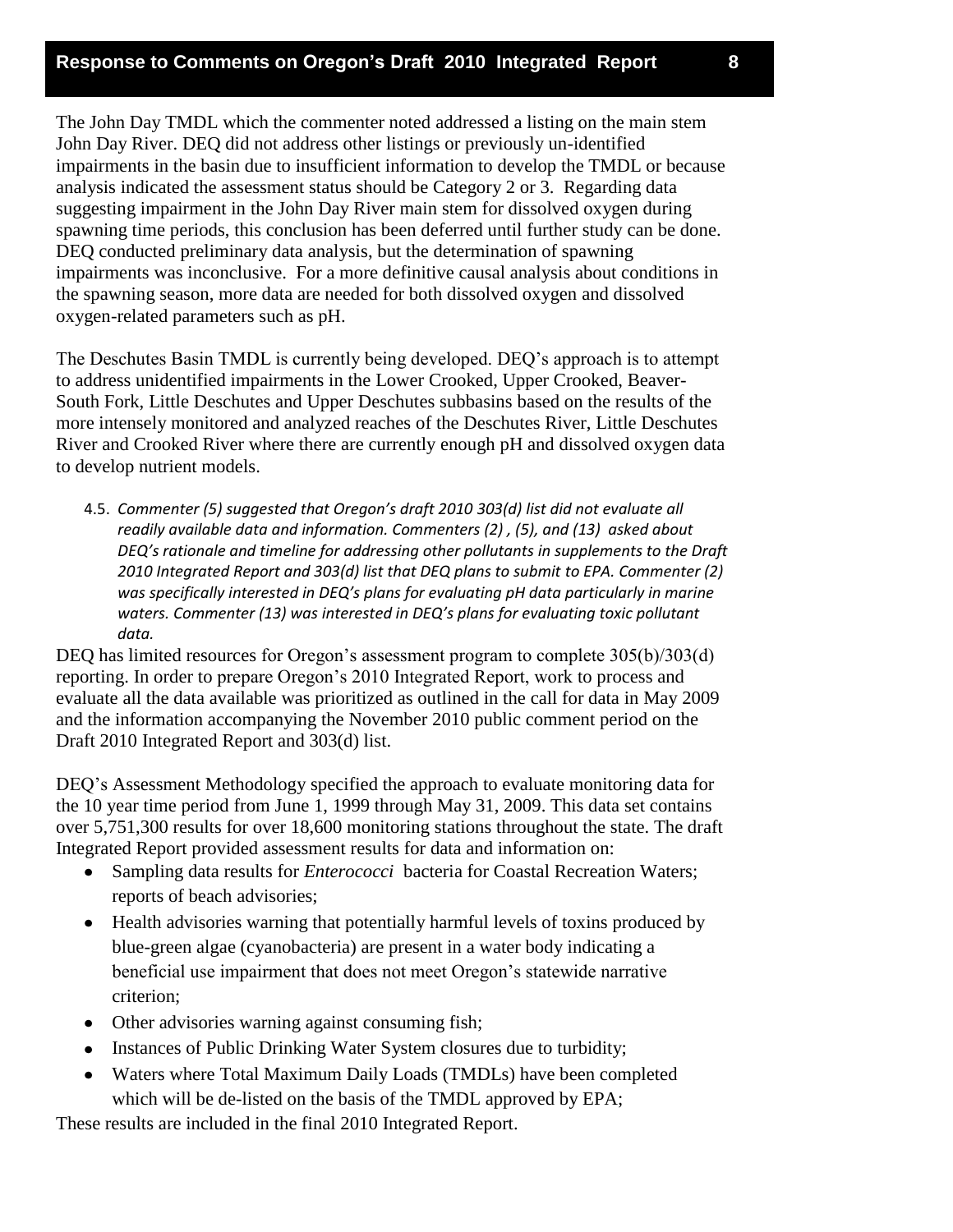The John Day TMDL which the commenter noted addressed a listing on the main stem John Day River. DEQ did not address other listings or previously un-identified impairments in the basin due to insufficient information to develop the TMDL or because analysis indicated the assessment status should be Category 2 or 3. Regarding data suggesting impairment in the John Day River main stem for dissolved oxygen during spawning time periods, this conclusion has been deferred until further study can be done. DEQ conducted preliminary data analysis, but the determination of spawning impairments was inconclusive. For a more definitive causal analysis about conditions in the spawning season, more data are needed for both dissolved oxygen and dissolved oxygen-related parameters such as pH.

The Deschutes Basin TMDL is currently being developed. DEQ's approach is to attempt to address unidentified impairments in the Lower Crooked, Upper Crooked, Beaver-South Fork, Little Deschutes and Upper Deschutes subbasins based on the results of the more intensely monitored and analyzed reaches of the Deschutes River, Little Deschutes River and Crooked River where there are currently enough pH and dissolved oxygen data to develop nutrient models.

4.5. *Commenter (5) suggested that Oregon's draft 2010 303(d) list did not evaluate all readily available data and information. Commenters (2) , (5), and (13) asked about DEQ's rationale and timeline for addressing other pollutants in supplements to the Draft 2010 Integrated Report and 303(d) list that DEQ plans to submit to EPA. Commenter (2) was specifically interested in DEQ's plans for evaluating pH data particularly in marine waters. Commenter (13) was interested in DEQ's plans for evaluating toxic pollutant data.*

DEQ has limited resources for Oregon's assessment program to complete 305(b)/303(d) reporting. In order to prepare Oregon's 2010 Integrated Report, work to process and evaluate all the data available was prioritized as outlined in the call for data in May 2009 and the information accompanying the November 2010 public comment period on the Draft 2010 Integrated Report and 303(d) list.

DEQ's Assessment Methodology specified the approach to evaluate monitoring data for the 10 year time period from June 1, 1999 through May 31, 2009. This data set contains over 5,751,300 results for over 18,600 monitoring stations throughout the state. The draft Integrated Report provided assessment results for data and information on:

- Sampling data results for *Enterococci* bacteria for Coastal Recreation Waters; reports of beach advisories;
- Health advisories warning that potentially harmful levels of toxins produced by blue-green algae (cyanobacteria) are present in a water body indicating a beneficial use impairment that does not meet Oregon's statewide narrative criterion;
- Other advisories warning against consuming fish;
- Instances of Public Drinking Water System closures due to turbidity;
- Waters where Total Maximum Daily Loads (TMDLs) have been completed which will be de-listed on the basis of the TMDL approved by EPA;

These results are included in the final 2010 Integrated Report.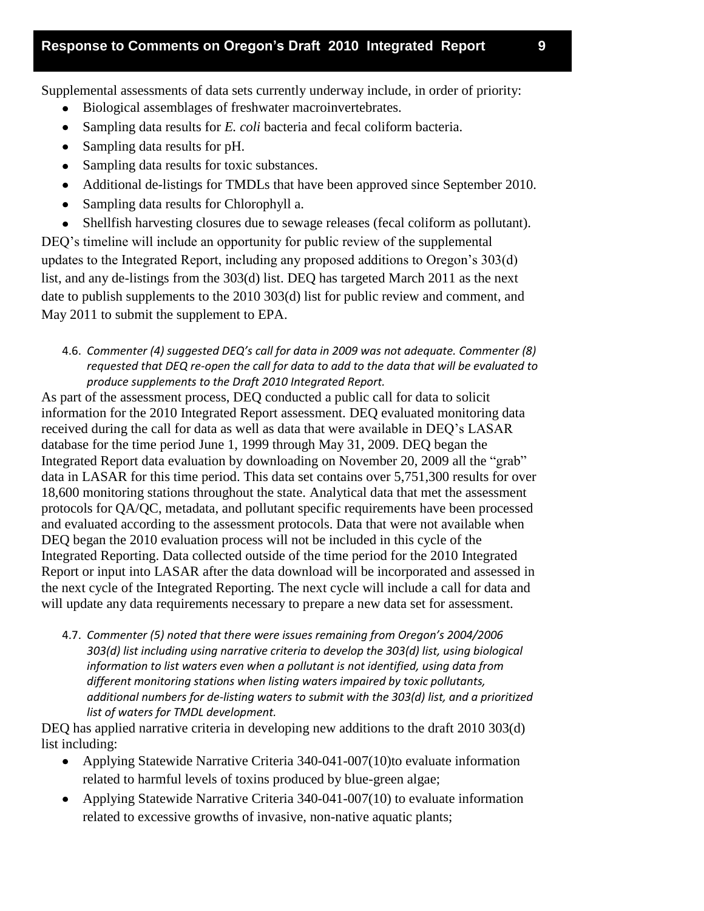Supplemental assessments of data sets currently underway include, in order of priority:

- Biological assemblages of freshwater macroinvertebrates.
- Sampling data results for *E. coli* bacteria and fecal coliform bacteria.
- Sampling data results for pH.
- Sampling data results for toxic substances.
- Additional de-listings for TMDLs that have been approved since September 2010.
- Sampling data results for Chlorophyll a.
- Shellfish harvesting closures due to sewage releases (fecal coliform as pollutant).

DEQ's timeline will include an opportunity for public review of the supplemental updates to the Integrated Report, including any proposed additions to Oregon's 303(d) list, and any de-listings from the 303(d) list. DEQ has targeted March 2011 as the next date to publish supplements to the 2010 303(d) list for public review and comment, and May 2011 to submit the supplement to EPA.

4.6. *Commenter (4) suggested DEQ's call for data in 2009 was not adequate. Commenter (8) requested that DEQ re-open the call for data to add to the data that will be evaluated to produce supplements to the Draft 2010 Integrated Report.*

As part of the assessment process, DEQ conducted a public call for data to solicit information for the 2010 Integrated Report assessment. DEQ evaluated monitoring data received during the call for data as well as data that were available in DEQ's LASAR database for the time period June 1, 1999 through May 31, 2009. DEQ began the Integrated Report data evaluation by downloading on November 20, 2009 all the "grab" data in LASAR for this time period. This data set contains over 5,751,300 results for over 18,600 monitoring stations throughout the state. Analytical data that met the assessment protocols for QA/QC, metadata, and pollutant specific requirements have been processed and evaluated according to the assessment protocols. Data that were not available when DEQ began the 2010 evaluation process will not be included in this cycle of the Integrated Reporting. Data collected outside of the time period for the 2010 Integrated Report or input into LASAR after the data download will be incorporated and assessed in the next cycle of the Integrated Reporting. The next cycle will include a call for data and will update any data requirements necessary to prepare a new data set for assessment.

4.7. *Commenter (5) noted that there were issues remaining from Oregon's 2004/2006 303(d) list including using narrative criteria to develop the 303(d) list, using biological information to list waters even when a pollutant is not identified, using data from different monitoring stations when listing waters impaired by toxic pollutants, additional numbers for de-listing waters to submit with the 303(d) list, and a prioritized list of waters for TMDL development.*

DEQ has applied narrative criteria in developing new additions to the draft 2010 303(d) list including:

- Applying Statewide Narrative Criteria 340-041-007(10)to evaluate information related to harmful levels of toxins produced by blue-green algae;
- Applying Statewide Narrative Criteria 340-041-007(10) to evaluate information related to excessive growths of invasive, non-native aquatic plants;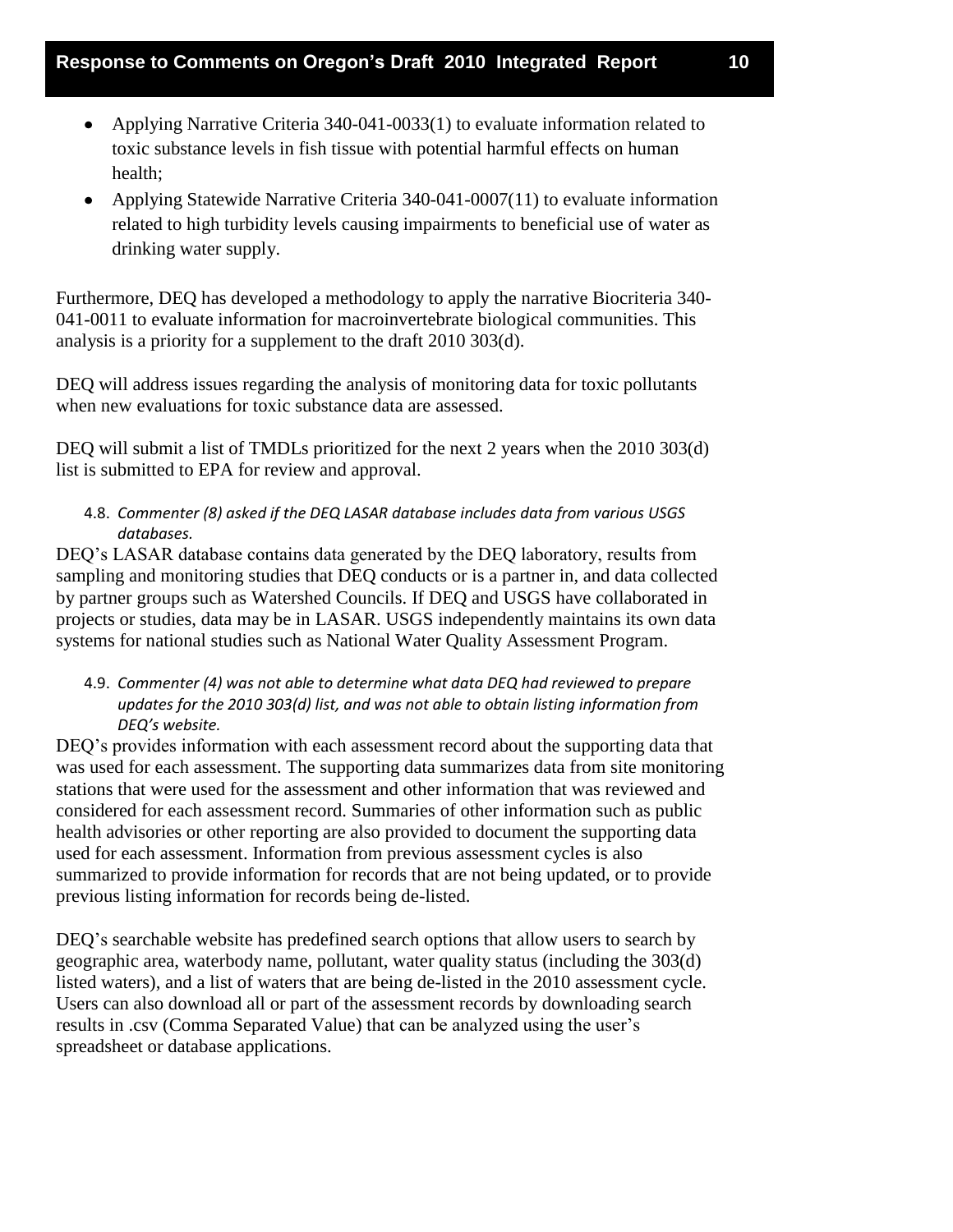- Applying Narrative Criteria 340-041-0033(1) to evaluate information related to toxic substance levels in fish tissue with potential harmful effects on human health;
- Applying Statewide Narrative Criteria 340-041-0007(11) to evaluate information related to high turbidity levels causing impairments to beneficial use of water as drinking water supply.

Furthermore, DEQ has developed a methodology to apply the narrative Biocriteria 340-041-0011 to evaluate information for macroinvertebrate biological communities. This analysis is a priority for a supplement to the draft 2010 303(d).

DEQ will address issues regarding the analysis of monitoring data for toxic pollutants when new evaluations for toxic substance data are assessed.

DEQ will submit a list of TMDLs prioritized for the next 2 years when the 2010 303(d) list is submitted to EPA for review and approval.

4.8. *Commenter (8) asked if the DEQ LASAR database includes data from various USGS databases.*

DEQ's LASAR database contains data generated by the DEQ laboratory, results from sampling and monitoring studies that DEQ conducts or is a partner in, and data collected by partner groups such as Watershed Councils. If DEQ and USGS have collaborated in projects or studies, data may be in LASAR. USGS independently maintains its own data systems for national studies such as National Water Quality Assessment Program.

4.9. *Commenter (4) was not able to determine what data DEQ had reviewed to prepare updates for the 2010 303(d) list, and was not able to obtain listing information from DEQ's website.*

DEQ's provides information with each assessment record about the supporting data that was used for each assessment. The supporting data summarizes data from site monitoring stations that were used for the assessment and other information that was reviewed and considered for each assessment record. Summaries of other information such as public health advisories or other reporting are also provided to document the supporting data used for each assessment. Information from previous assessment cycles is also summarized to provide information for records that are not being updated, or to provide previous listing information for records being de-listed.

DEQ's searchable website has predefined search options that allow users to search by geographic area, waterbody name, pollutant, water quality status (including the 303(d) listed waters), and a list of waters that are being de-listed in the 2010 assessment cycle. Users can also download all or part of the assessment records by downloading search results in .csv (Comma Separated Value) that can be analyzed using the user's spreadsheet or database applications.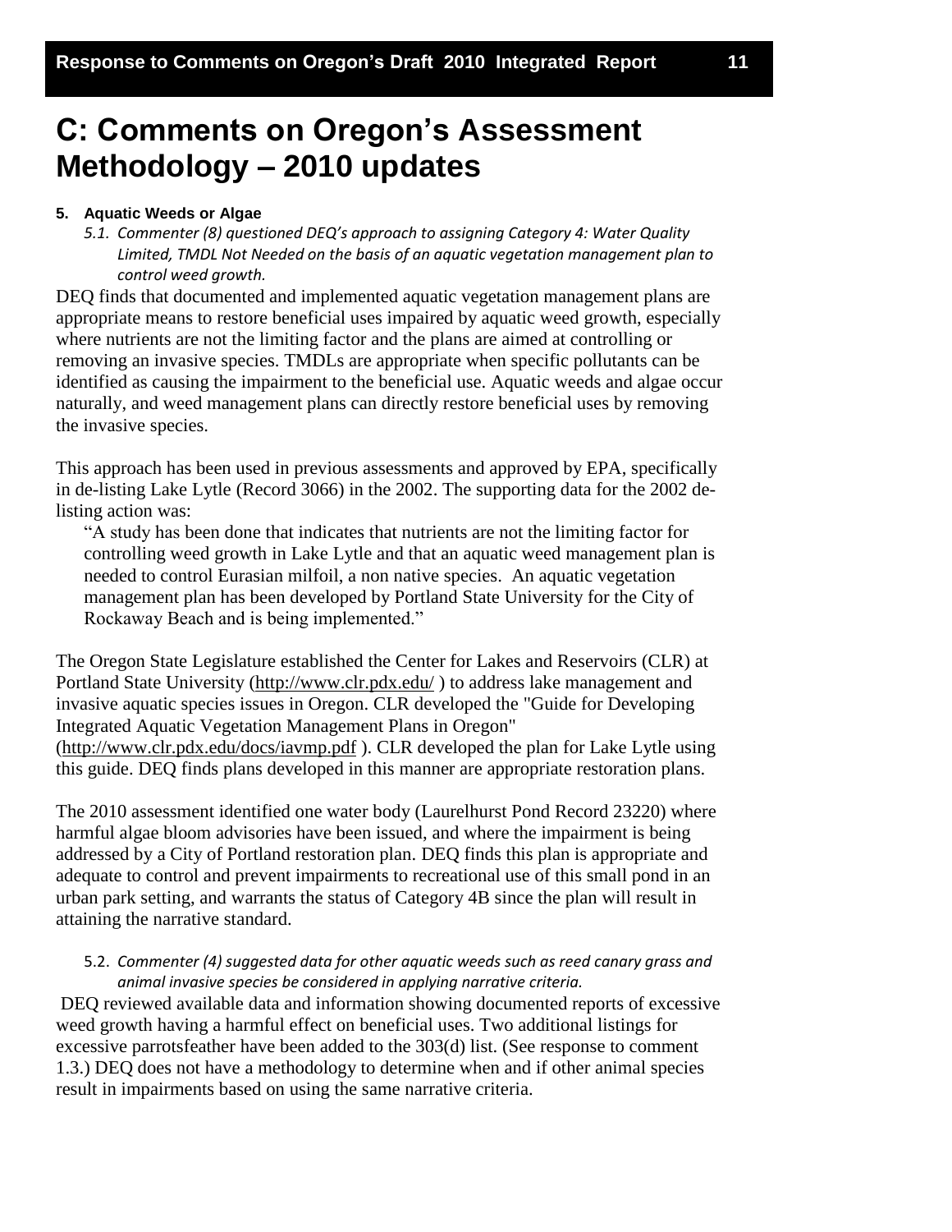# C: Comments on Oregon's Assessment Methodology – 2010 updates

**5. Aquatic Weeds or Algae**

*5.1. Commenter (8) questioned DEQ's approach to assigning Category 4: Water Quality Limited, TMDL Not Needed on the basis of an aquatic vegetation management plan to control weed growth.*

DEQ finds that documented and implemented aquatic vegetation management plans are appropriate means to restore beneficial uses impaired by aquatic weed growth, especially where nutrients are not the limiting factor and the plans are aimed at controlling or removing an invasive species. TMDLs are appropriate when specific pollutants can be identified as causing the impairment to the beneficial use. Aquatic weeds and algae occur naturally, and weed management plans can directly restore beneficial uses by removing the invasive species.

This approach has been used in previous assessments and approved by EPA, specifically in de-listing Lake Lytle (Record 3066) in the 2002. The supporting data for the 2002 de-listing action was:

> "A study has been done that indicates that nutrients are not the limiting factor for controlling weed growth in Lake Lytle and that an aquatic weed management plan is needed to control Eurasian milfoil, a non native species. An aquatic vegetation management plan has been developed by Portland State University for the City of Rockaway Beach and is being implemented."

The Oregon State Legislature established the Center for Lakes and Reservoirs (CLR) at Portland State University (http://www.clr.pdx.edu/ ) to address lake management and invasive aquatic species issues in Oregon. CLR developed the "Guide for Developing Integrated Aquatic Vegetation Management Plans in Oregon" (http://www.clr.pdx.edu/docs/iavmp.pdf ). CLR developed the plan for Lake Lytle using this guide. DEQ finds plans developed in this manner are appropriate restoration plans.

The 2010 assessment identified one water body (Laurelhurst Pond Record 23220) where harmful algae bloom advisories have been issued, and where the impairment is being addressed by a City of Portland restoration plan. DEQ finds this plan is appropriate and adequate to control and prevent impairments to recreational use of this small pond in an urban park setting, and warrants the status of Category 4B since the plan will result in attaining the narrative standard.

*5.2. Commenter (4) suggested data for other aquatic weeds such as reed canary grass and animal invasive species be considered in applying narrative criteria.*

DEQ reviewed available data and information showing documented reports of excessive weed growth having a harmful effect on beneficial uses. Two additional listings for excessive parrotsfeather have been added to the 303(d) list. (See response to comment 1.3.) DEQ does not have a methodology to determine when and if other animal species result in impairments based on using the same narrative criteria.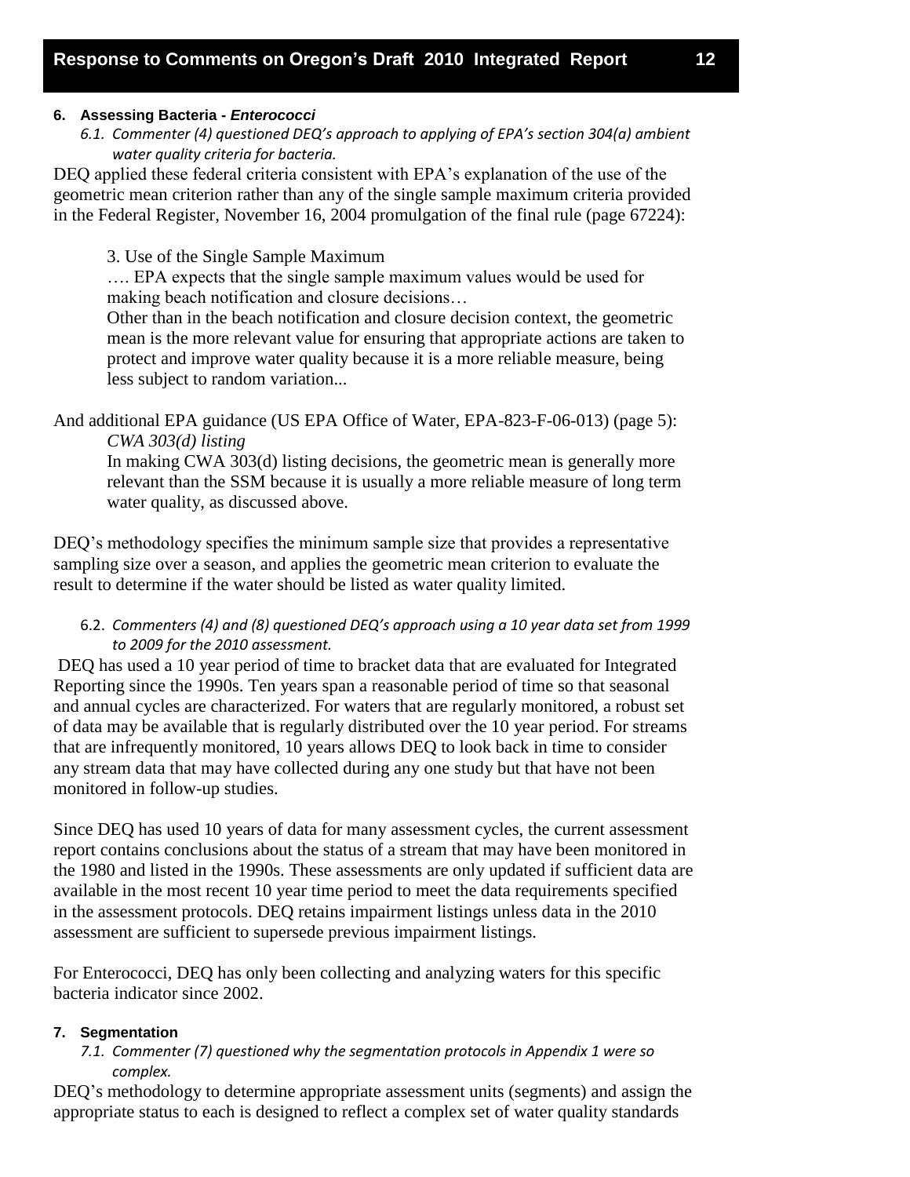### 6. Assessing Bacteria - *Enterococci*

*6.1. Commenter (4) questioned DEQ's approach to applying of EPA's section 304(a) ambient water quality criteria for bacteria.*

DEQ applied these federal criteria consistent with EPA's explanation of the use of the geometric mean criterion rather than any of the single sample maximum criteria provided in the Federal Register, November 16, 2004 promulgation of the final rule (page 67224):

> 3. Use of the Single Sample Maximum
>
> …. EPA expects that the single sample maximum values would be used for making beach notification and closure decisions…
>
> Other than in the beach notification and closure decision context, the geometric mean is the more relevant value for ensuring that appropriate actions are taken to protect and improve water quality because it is a more reliable measure, being less subject to random variation...

And additional EPA guidance (US EPA Office of Water, EPA-823-F-06-013) (page 5):

> *CWA 303(d) listing*
>
> In making CWA 303(d) listing decisions, the geometric mean is generally more relevant than the SSM because it is usually a more reliable measure of long term water quality, as discussed above.

DEQ's methodology specifies the minimum sample size that provides a representative sampling size over a season, and applies the geometric mean criterion to evaluate the result to determine if the water should be listed as water quality limited.

*6.2. Commenters (4) and (8) questioned DEQ's approach using a 10 year data set from 1999 to 2009 for the 2010 assessment.*

DEQ has used a 10 year period of time to bracket data that are evaluated for Integrated Reporting since the 1990s. Ten years span a reasonable period of time so that seasonal and annual cycles are characterized. For waters that are regularly monitored, a robust set of data may be available that is regularly distributed over the 10 year period. For streams that are infrequently monitored, 10 years allows DEQ to look back in time to consider any stream data that may have collected during any one study but that have not been monitored in follow-up studies.

Since DEQ has used 10 years of data for many assessment cycles, the current assessment report contains conclusions about the status of a stream that may have been monitored in the 1980 and listed in the 1990s. These assessments are only updated if sufficient data are available in the most recent 10 year time period to meet the data requirements specified in the assessment protocols. DEQ retains impairment listings unless data in the 2010 assessment are sufficient to supersede previous impairment listings.

For Enterococci, DEQ has only been collecting and analyzing waters for this specific bacteria indicator since 2002.

### 7. Segmentation

*7.1. Commenter (7) questioned why the segmentation protocols in Appendix 1 were so complex.*

DEQ's methodology to determine appropriate assessment units (segments) and assign the appropriate status to each is designed to reflect a complex set of water quality standards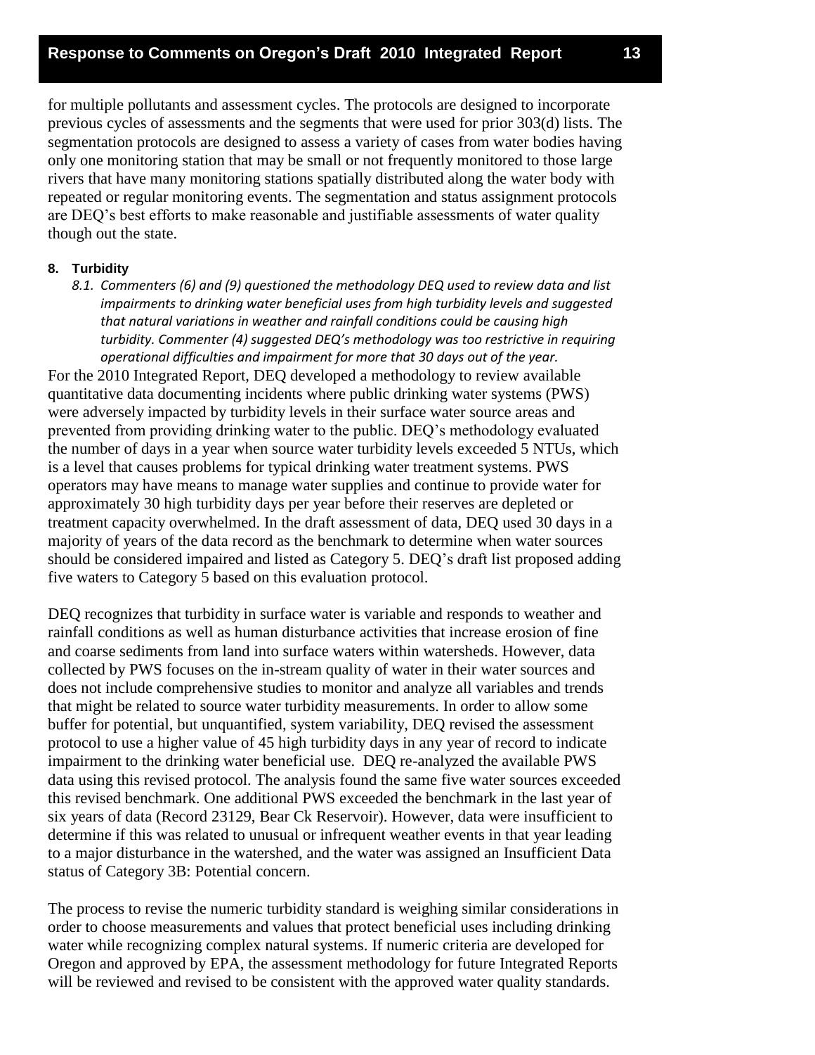for multiple pollutants and assessment cycles. The protocols are designed to incorporate previous cycles of assessments and the segments that were used for prior 303(d) lists. The segmentation protocols are designed to assess a variety of cases from water bodies having only one monitoring station that may be small or not frequently monitored to those large rivers that have many monitoring stations spatially distributed along the water body with repeated or regular monitoring events. The segmentation and status assignment protocols are DEQ's best efforts to make reasonable and justifiable assessments of water quality though out the state.

#### 8. Turbidity

*8.1. Commenters (6) and (9) questioned the methodology DEQ used to review data and list impairments to drinking water beneficial uses from high turbidity levels and suggested that natural variations in weather and rainfall conditions could be causing high turbidity. Commenter (4) suggested DEQ's methodology was too restrictive in requiring operational difficulties and impairment for more that 30 days out of the year.*

For the 2010 Integrated Report, DEQ developed a methodology to review available quantitative data documenting incidents where public drinking water systems (PWS) were adversely impacted by turbidity levels in their surface water source areas and prevented from providing drinking water to the public. DEQ's methodology evaluated the number of days in a year when source water turbidity levels exceeded 5 NTUs, which is a level that causes problems for typical drinking water treatment systems. PWS operators may have means to manage water supplies and continue to provide water for approximately 30 high turbidity days per year before their reserves are depleted or treatment capacity overwhelmed. In the draft assessment of data, DEQ used 30 days in a majority of years of the data record as the benchmark to determine when water sources should be considered impaired and listed as Category 5. DEQ's draft list proposed adding five waters to Category 5 based on this evaluation protocol.

DEQ recognizes that turbidity in surface water is variable and responds to weather and rainfall conditions as well as human disturbance activities that increase erosion of fine and coarse sediments from land into surface waters within watersheds. However, data collected by PWS focuses on the in-stream quality of water in their water sources and does not include comprehensive studies to monitor and analyze all variables and trends that might be related to source water turbidity measurements. In order to allow some buffer for potential, but unquantified, system variability, DEQ revised the assessment protocol to use a higher value of 45 high turbidity days in any year of record to indicate impairment to the drinking water beneficial use. DEQ re-analyzed the available PWS data using this revised protocol. The analysis found the same five water sources exceeded this revised benchmark. One additional PWS exceeded the benchmark in the last year of six years of data (Record 23129, Bear Ck Reservoir). However, data were insufficient to determine if this was related to unusual or infrequent weather events in that year leading to a major disturbance in the watershed, and the water was assigned an Insufficient Data status of Category 3B: Potential concern.

The process to revise the numeric turbidity standard is weighing similar considerations in order to choose measurements and values that protect beneficial uses including drinking water while recognizing complex natural systems. If numeric criteria are developed for Oregon and approved by EPA, the assessment methodology for future Integrated Reports will be reviewed and revised to be consistent with the approved water quality standards.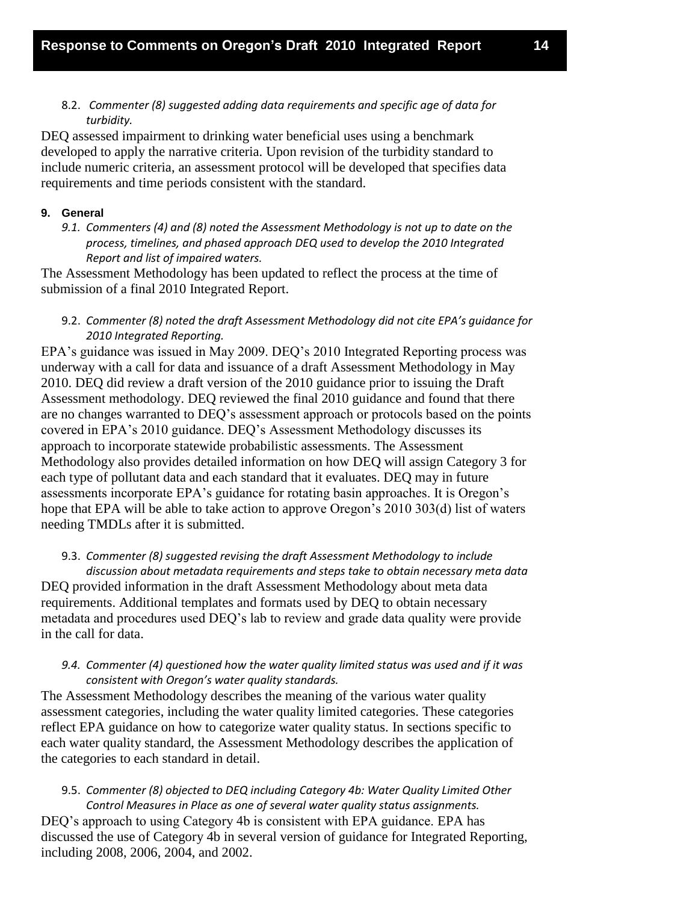8.2. *Commenter (8) suggested adding data requirements and specific age of data for turbidity.*

DEQ assessed impairment to drinking water beneficial uses using a benchmark developed to apply the narrative criteria. Upon revision of the turbidity standard to include numeric criteria, an assessment protocol will be developed that specifies data requirements and time periods consistent with the standard.

## 9. General

9.1. *Commenters (4) and (8) noted the Assessment Methodology is not up to date on the process, timelines, and phased approach DEQ used to develop the 2010 Integrated Report and list of impaired waters.*

The Assessment Methodology has been updated to reflect the process at the time of submission of a final 2010 Integrated Report.

9.2. *Commenter (8) noted the draft Assessment Methodology did not cite EPA's guidance for 2010 Integrated Reporting.*

EPA's guidance was issued in May 2009. DEQ's 2010 Integrated Reporting process was underway with a call for data and issuance of a draft Assessment Methodology in May 2010. DEQ did review a draft version of the 2010 guidance prior to issuing the Draft Assessment methodology. DEQ reviewed the final 2010 guidance and found that there are no changes warranted to DEQ's assessment approach or protocols based on the points covered in EPA's 2010 guidance. DEQ's Assessment Methodology discusses its approach to incorporate statewide probabilistic assessments. The Assessment Methodology also provides detailed information on how DEQ will assign Category 3 for each type of pollutant data and each standard that it evaluates. DEQ may in future assessments incorporate EPA's guidance for rotating basin approaches. It is Oregon's hope that EPA will be able to take action to approve Oregon's 2010 303(d) list of waters needing TMDLs after it is submitted.

9.3. *Commenter (8) suggested revising the draft Assessment Methodology to include discussion about metadata requirements and steps take to obtain necessary meta data*

DEQ provided information in the draft Assessment Methodology about meta data requirements. Additional templates and formats used by DEQ to obtain necessary metadata and procedures used DEQ's lab to review and grade data quality were provide in the call for data.

9.4. *Commenter (4) questioned how the water quality limited status was used and if it was consistent with Oregon's water quality standards.*

The Assessment Methodology describes the meaning of the various water quality assessment categories, including the water quality limited categories. These categories reflect EPA guidance on how to categorize water quality status. In sections specific to each water quality standard, the Assessment Methodology describes the application of the categories to each standard in detail.

9.5. *Commenter (8) objected to DEQ including Category 4b: Water Quality Limited Other Control Measures in Place as one of several water quality status assignments.*

DEQ's approach to using Category 4b is consistent with EPA guidance. EPA has discussed the use of Category 4b in several version of guidance for Integrated Reporting, including 2008, 2006, 2004, and 2002.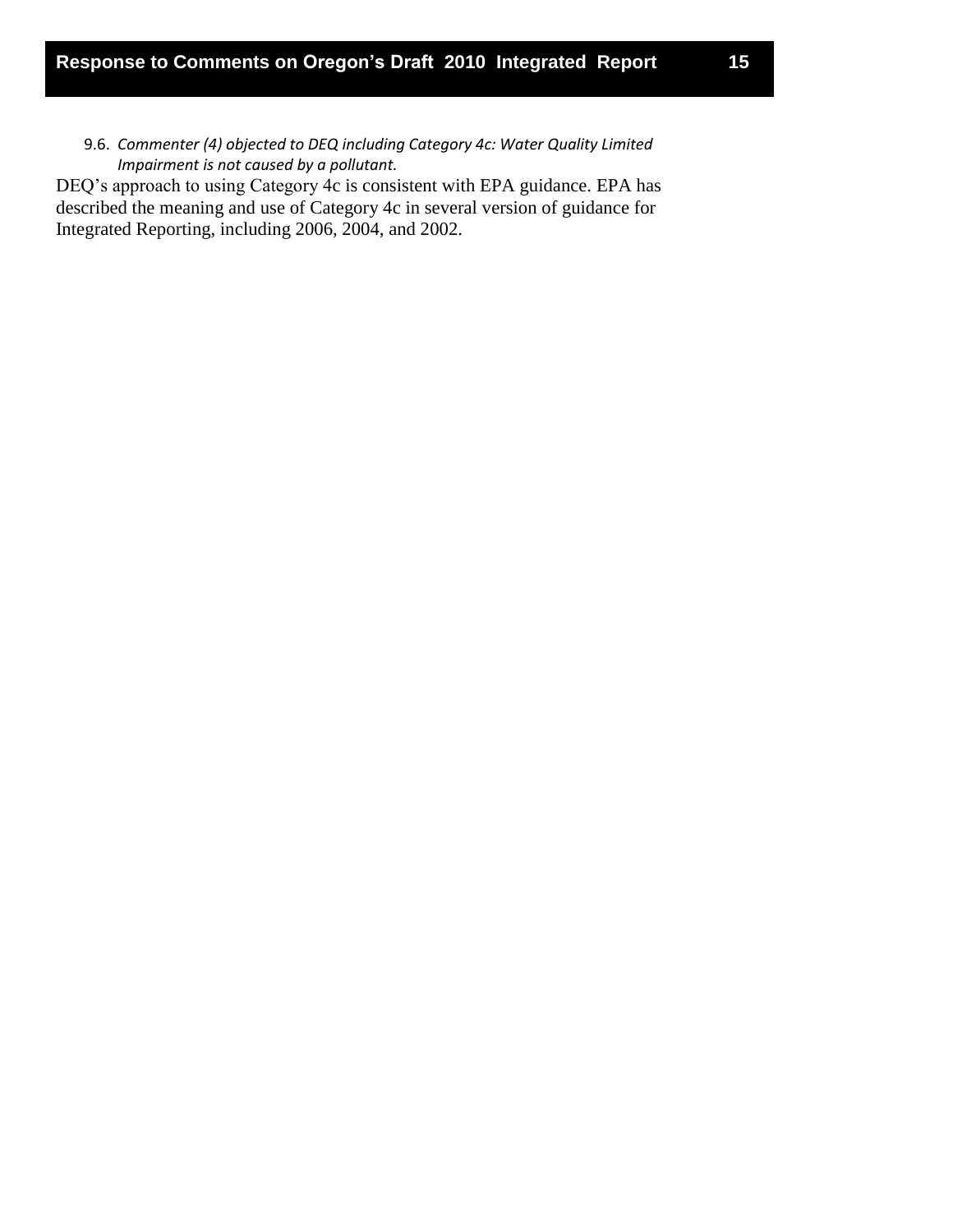9.6. *Commenter (4) objected to DEQ including Category 4c: Water Quality Limited Impairment is not caused by a pollutant.*

DEQ's approach to using Category 4c is consistent with EPA guidance. EPA has described the meaning and use of Category 4c in several version of guidance for Integrated Reporting, including 2006, 2004, and 2002.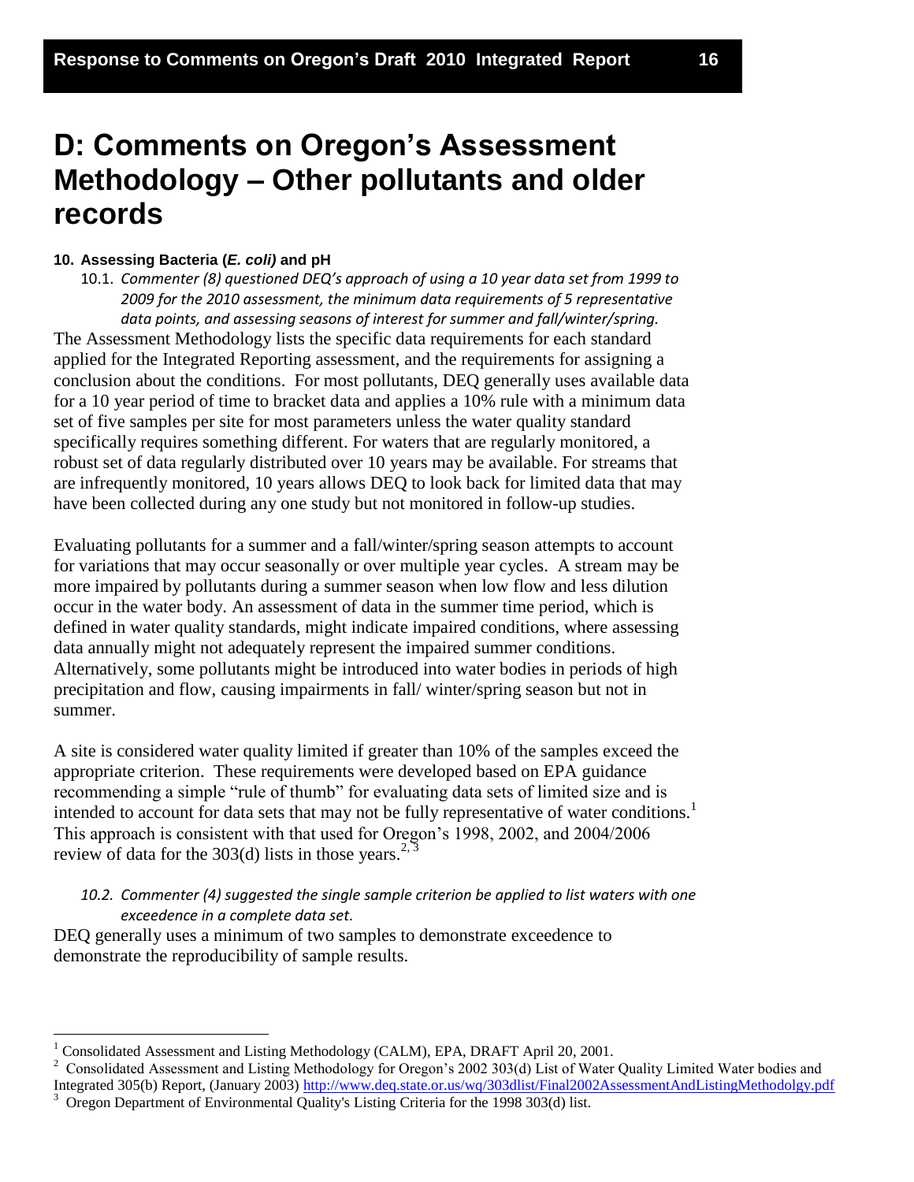# D: Comments on Oregon's Assessment Methodology – Other pollutants and older records

### 10. Assessing Bacteria (*E. coli)* and pH

10.1. *Commenter (8) questioned DEQ's approach of using a 10 year data set from 1999 to 2009 for the 2010 assessment, the minimum data requirements of 5 representative data points, and assessing seasons of interest for summer and fall/winter/spring.*

The Assessment Methodology lists the specific data requirements for each standard applied for the Integrated Reporting assessment, and the requirements for assigning a conclusion about the conditions. For most pollutants, DEQ generally uses available data for a 10 year period of time to bracket data and applies a 10% rule with a minimum data set of five samples per site for most parameters unless the water quality standard specifically requires something different. For waters that are regularly monitored, a robust set of data regularly distributed over 10 years may be available. For streams that are infrequently monitored, 10 years allows DEQ to look back for limited data that may have been collected during any one study but not monitored in follow-up studies.

Evaluating pollutants for a summer and a fall/winter/spring season attempts to account for variations that may occur seasonally or over multiple year cycles. A stream may be more impaired by pollutants during a summer season when low flow and less dilution occur in the water body. An assessment of data in the summer time period, which is defined in water quality standards, might indicate impaired conditions, where assessing data annually might not adequately represent the impaired summer conditions. Alternatively, some pollutants might be introduced into water bodies in periods of high precipitation and flow, causing impairments in fall/ winter/spring season but not in summer.

A site is considered water quality limited if greater than 10% of the samples exceed the appropriate criterion. These requirements were developed based on EPA guidance recommending a simple "rule of thumb" for evaluating data sets of limited size and is intended to account for data sets that may not be fully representative of water conditions.[1] This approach is consistent with that used for Oregon's 1998, 2002, and 2004/2006 review of data for the 303(d) lists in those years.[2, 3]

10.2. *Commenter (4) suggested the single sample criterion be applied to list waters with one exceedence in a complete data set.*

DEQ generally uses a minimum of two samples to demonstrate exceedence to demonstrate the reproducibility of sample results.

---

[1] Consolidated Assessment and Listing Methodology (CALM), EPA, DRAFT April 20, 2001.

[2] Consolidated Assessment and Listing Methodology for Oregon's 2002 303(d) List of Water Quality Limited Water bodies and Integrated 305(b) Report, (January 2003) http://www.deq.state.or.us/wq/303dlist/Final2002AssessmentAndListingMethodolgy.pdf

[3] Oregon Department of Environmental Quality's Listing Criteria for the 1998 303(d) list.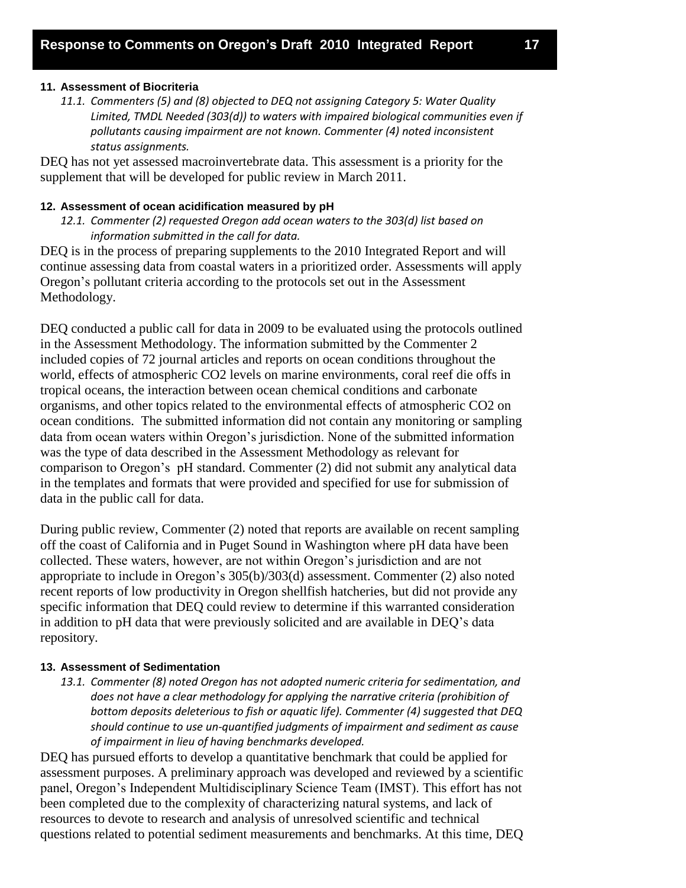**11. Assessment of Biocriteria**

*11.1. Commenters (5) and (8) objected to DEQ not assigning Category 5: Water Quality Limited, TMDL Needed (303(d)) to waters with impaired biological communities even if pollutants causing impairment are not known. Commenter (4) noted inconsistent status assignments.*

DEQ has not yet assessed macroinvertebrate data. This assessment is a priority for the supplement that will be developed for public review in March 2011.

**12. Assessment of ocean acidification measured by pH**

*12.1. Commenter (2) requested Oregon add ocean waters to the 303(d) list based on information submitted in the call for data.*

DEQ is in the process of preparing supplements to the 2010 Integrated Report and will continue assessing data from coastal waters in a prioritized order. Assessments will apply Oregon's pollutant criteria according to the protocols set out in the Assessment Methodology.

DEQ conducted a public call for data in 2009 to be evaluated using the protocols outlined in the Assessment Methodology. The information submitted by the Commenter 2 included copies of 72 journal articles and reports on ocean conditions throughout the world, effects of atmospheric $CO_2$ levels on marine environments, coral reef die offs in tropical oceans, the interaction between ocean chemical conditions and carbonate organisms, and other topics related to the environmental effects of atmospheric $CO_2$ on ocean conditions. The submitted information did not contain any monitoring or sampling data from ocean waters within Oregon's jurisdiction. None of the submitted information was the type of data described in the Assessment Methodology as relevant for comparison to Oregon's pH standard. Commenter (2) did not submit any analytical data in the templates and formats that were provided and specified for use for submission of data in the public call for data.

During public review, Commenter (2) noted that reports are available on recent sampling off the coast of California and in Puget Sound in Washington where pH data have been collected. These waters, however, are not within Oregon's jurisdiction and are not appropriate to include in Oregon's 305(b)/303(d) assessment. Commenter (2) also noted recent reports of low productivity in Oregon shellfish hatcheries, but did not provide any specific information that DEQ could review to determine if this warranted consideration in addition to pH data that were previously solicited and are available in DEQ's data repository.

**13. Assessment of Sedimentation**

*13.1. Commenter (8) noted Oregon has not adopted numeric criteria for sedimentation, and does not have a clear methodology for applying the narrative criteria (prohibition of bottom deposits deleterious to fish or aquatic life). Commenter (4) suggested that DEQ should continue to use un-quantified judgments of impairment and sediment as cause of impairment in lieu of having benchmarks developed.*

DEQ has pursued efforts to develop a quantitative benchmark that could be applied for assessment purposes. A preliminary approach was developed and reviewed by a scientific panel, Oregon's Independent Multidisciplinary Science Team (IMST). This effort has not been completed due to the complexity of characterizing natural systems, and lack of resources to devote to research and analysis of unresolved scientific and technical questions related to potential sediment measurements and benchmarks. At this time, DEQ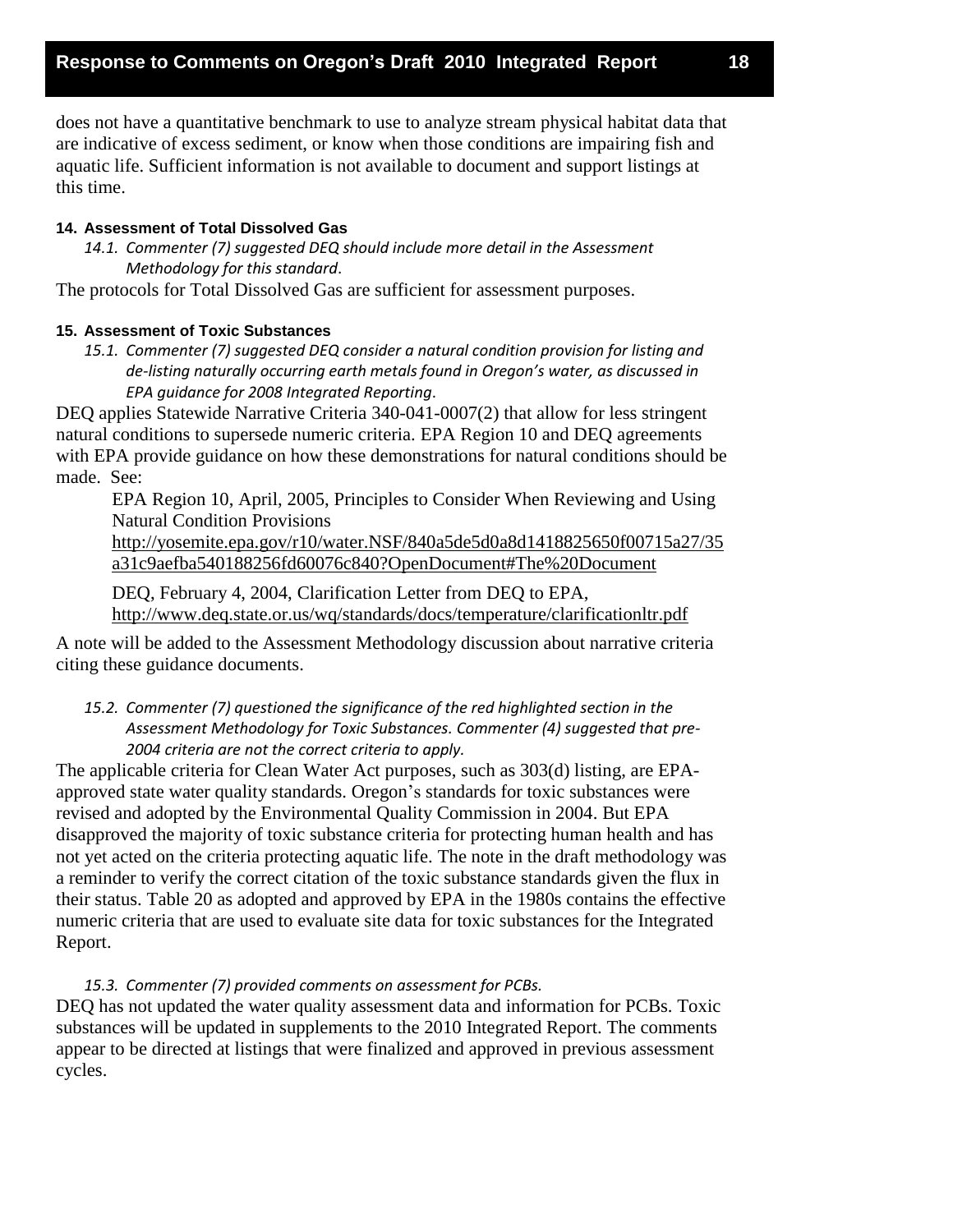does not have a quantitative benchmark to use to analyze stream physical habitat data that are indicative of excess sediment, or know when those conditions are impairing fish and aquatic life. Sufficient information is not available to document and support listings at this time.

#### 14. Assessment of Total Dissolved Gas

*14.1. Commenter (7) suggested DEQ should include more detail in the Assessment Methodology for this standard.*

The protocols for Total Dissolved Gas are sufficient for assessment purposes.

#### 15. Assessment of Toxic Substances

*15.1. Commenter (7) suggested DEQ consider a natural condition provision for listing and de-listing naturally occurring earth metals found in Oregon's water, as discussed in EPA guidance for 2008 Integrated Reporting.*

DEQ applies Statewide Narrative Criteria 340-041-0007(2) that allow for less stringent natural conditions to supersede numeric criteria. EPA Region 10 and DEQ agreements with EPA provide guidance on how these demonstrations for natural conditions should be made. See:

> EPA Region 10, April, 2005, Principles to Consider When Reviewing and Using Natural Condition Provisions
> http://yosemite.epa.gov/r10/water.NSF/840a5de5d0a8d1418825650f00715a27/35a31c9aefba540188256fd60076c840?OpenDocument#The%20Document
>
> DEQ, February 4, 2004, Clarification Letter from DEQ to EPA, http://www.deq.state.or.us/wq/standards/docs/temperature/clarificationltr.pdf

A note will be added to the Assessment Methodology discussion about narrative criteria citing these guidance documents.

*15.2. Commenter (7) questioned the significance of the red highlighted section in the Assessment Methodology for Toxic Substances. Commenter (4) suggested that pre-2004 criteria are not the correct criteria to apply.*

The applicable criteria for Clean Water Act purposes, such as 303(d) listing, are EPA-approved state water quality standards. Oregon's standards for toxic substances were revised and adopted by the Environmental Quality Commission in 2004. But EPA disapproved the majority of toxic substance criteria for protecting human health and has not yet acted on the criteria protecting aquatic life. The note in the draft methodology was a reminder to verify the correct citation of the toxic substance standards given the flux in their status. Table 20 as adopted and approved by EPA in the 1980s contains the effective numeric criteria that are used to evaluate site data for toxic substances for the Integrated Report.

*15.3. Commenter (7) provided comments on assessment for PCBs.*

DEQ has not updated the water quality assessment data and information for PCBs. Toxic substances will be updated in supplements to the 2010 Integrated Report. The comments appear to be directed at listings that were finalized and approved in previous assessment cycles.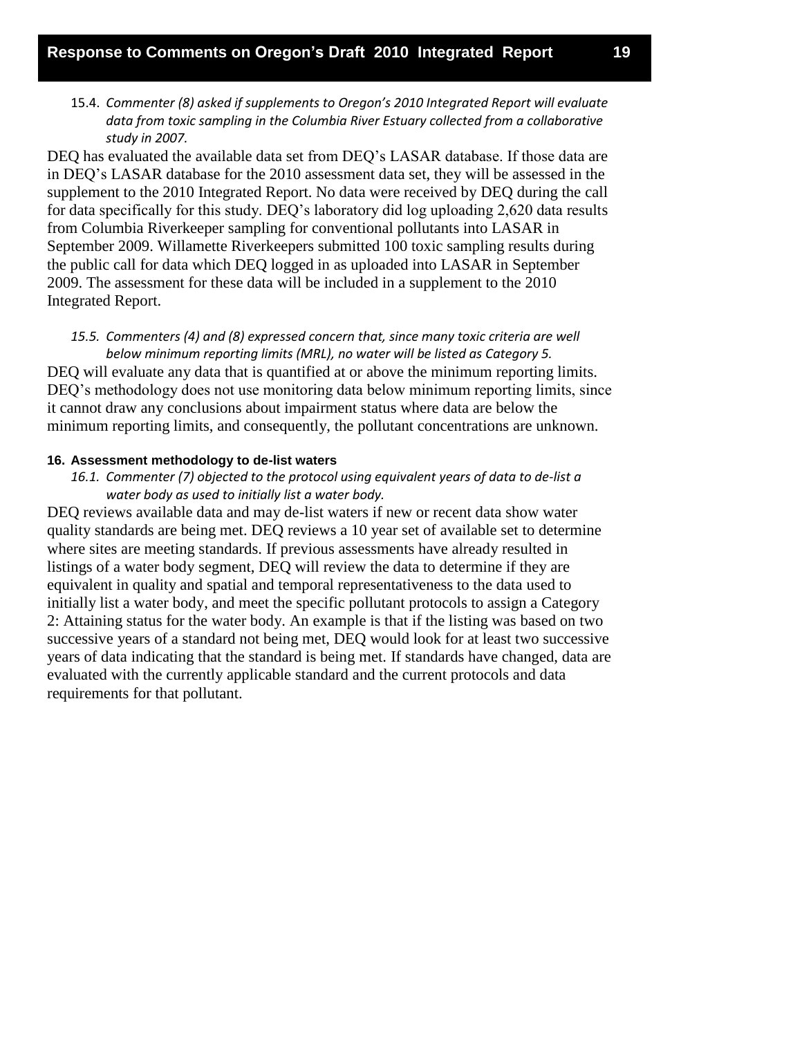15.4. *Commenter (8) asked if supplements to Oregon's 2010 Integrated Report will evaluate data from toxic sampling in the Columbia River Estuary collected from a collaborative study in 2007.*

DEQ has evaluated the available data set from DEQ's LASAR database. If those data are in DEQ's LASAR database for the 2010 assessment data set, they will be assessed in the supplement to the 2010 Integrated Report. No data were received by DEQ during the call for data specifically for this study. DEQ's laboratory did log uploading 2,620 data results from Columbia Riverkeeper sampling for conventional pollutants into LASAR in September 2009. Willamette Riverkeepers submitted 100 toxic sampling results during the public call for data which DEQ logged in as uploaded into LASAR in September 2009. The assessment for these data will be included in a supplement to the 2010 Integrated Report.

*15.5. Commenters (4) and (8) expressed concern that, since many toxic criteria are well below minimum reporting limits (MRL), no water will be listed as Category 5.*

DEQ will evaluate any data that is quantified at or above the minimum reporting limits. DEQ's methodology does not use monitoring data below minimum reporting limits, since it cannot draw any conclusions about impairment status where data are below the minimum reporting limits, and consequently, the pollutant concentrations are unknown.

#### 16. Assessment methodology to de-list waters

*16.1. Commenter (7) objected to the protocol using equivalent years of data to de-list a water body as used to initially list a water body.*

DEQ reviews available data and may de-list waters if new or recent data show water quality standards are being met. DEQ reviews a 10 year set of available set to determine where sites are meeting standards. If previous assessments have already resulted in listings of a water body segment, DEQ will review the data to determine if they are equivalent in quality and spatial and temporal representativeness to the data used to initially list a water body, and meet the specific pollutant protocols to assign a Category 2: Attaining status for the water body. An example is that if the listing was based on two successive years of a standard not being met, DEQ would look for at least two successive years of data indicating that the standard is being met. If standards have changed, data are evaluated with the currently applicable standard and the current protocols and data requirements for that pollutant.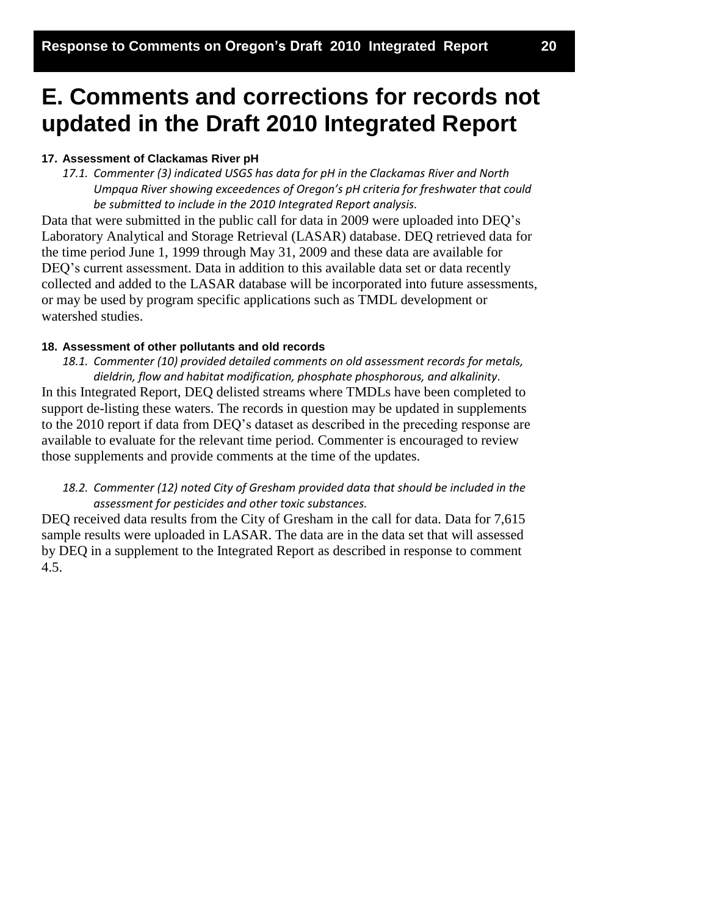# E. Comments and corrections for records not updated in the Draft 2010 Integrated Report

#### 17. Assessment of Clackamas River pH

*17.1. Commenter (3) indicated USGS has data for pH in the Clackamas River and North Umpqua River showing exceedences of Oregon's pH criteria for freshwater that could be submitted to include in the 2010 Integrated Report analysis.*

Data that were submitted in the public call for data in 2009 were uploaded into DEQ's Laboratory Analytical and Storage Retrieval (LASAR) database. DEQ retrieved data for the time period June 1, 1999 through May 31, 2009 and these data are available for DEQ's current assessment. Data in addition to this available data set or data recently collected and added to the LASAR database will be incorporated into future assessments, or may be used by program specific applications such as TMDL development or watershed studies.

#### 18. Assessment of other pollutants and old records

*18.1. Commenter (10) provided detailed comments on old assessment records for metals, dieldrin, flow and habitat modification, phosphate phosphorous, and alkalinity.*

In this Integrated Report, DEQ delisted streams where TMDLs have been completed to support de-listing these waters. The records in question may be updated in supplements to the 2010 report if data from DEQ's dataset as described in the preceding response are available to evaluate for the relevant time period. Commenter is encouraged to review those supplements and provide comments at the time of the updates.

*18.2. Commenter (12) noted City of Gresham provided data that should be included in the assessment for pesticides and other toxic substances.*

DEQ received data results from the City of Gresham in the call for data. Data for 7,615 sample results were uploaded in LASAR. The data are in the data set that will assessed by DEQ in a supplement to the Integrated Report as described in response to comment 4.5.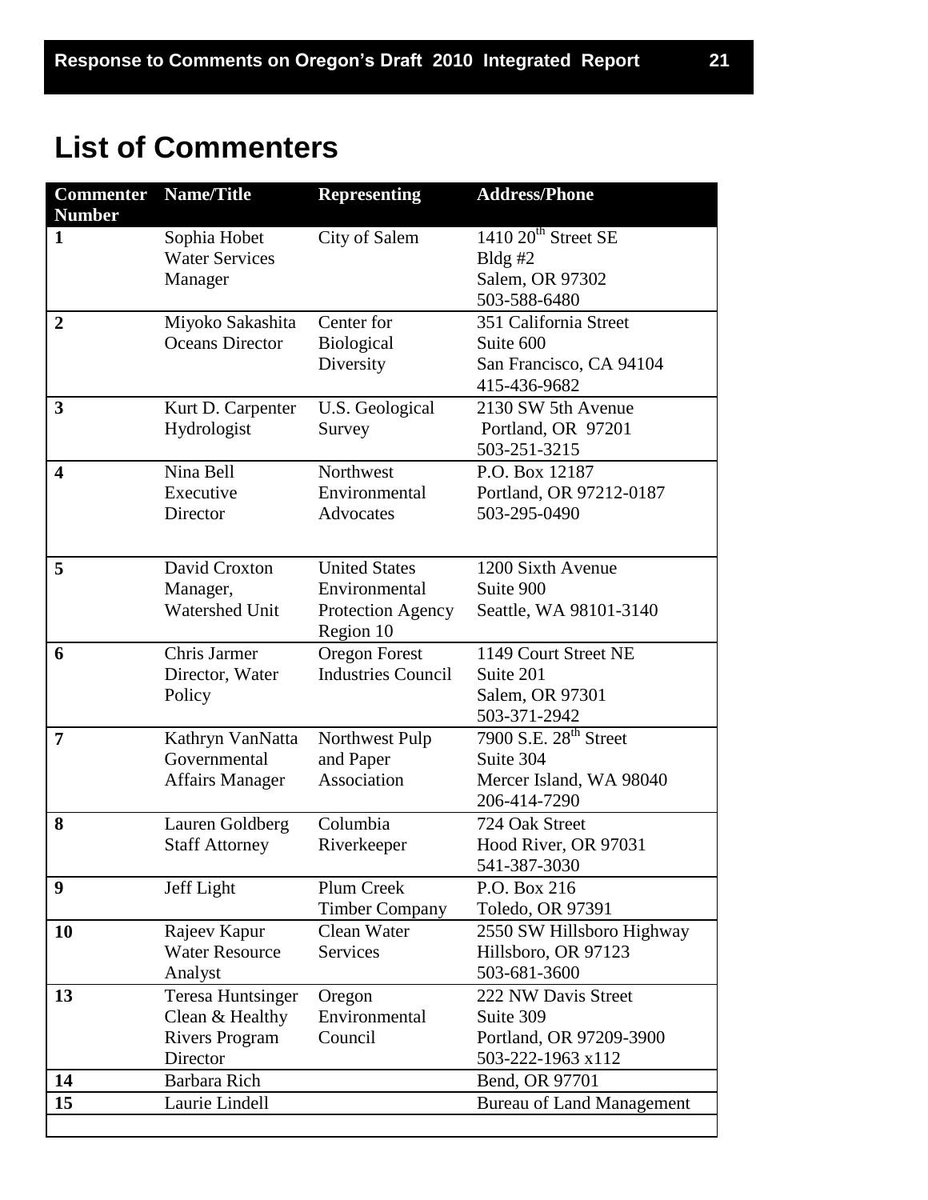# List of Commenters

| Commenter Number | Name/Title | Representing | Address/Phone |
|---|---|---|---|
| **1** | Sophia Hobet Water Services Manager | City of Salem | 1410 20th Street SE Bldg #2 Salem, OR 97302 503-588-6480 |
| **2** | Miyoko Sakashita Oceans Director | Center for Biological Diversity | 351 California Street Suite 600 San Francisco, CA 94104 415-436-9682 |
| **3** | Kurt D. Carpenter Hydrologist | U.S. Geological Survey | 2130 SW 5th Avenue Portland, OR 97201 503-251-3215 |
| **4** | Nina Bell Executive Director | Northwest Environmental Advocates | P.O. Box 12187 Portland, OR 97212-0187 503-295-0490 |
| **5** | David Croxton Manager, Watershed Unit | United States Environmental Protection Agency Region 10 | 1200 Sixth Avenue Suite 900 Seattle, WA 98101-3140 |
| **6** | Chris Jarmer Director, Water Policy | Oregon Forest Industries Council | 1149 Court Street NE Suite 201 Salem, OR 97301 503-371-2942 |
| **7** | Kathryn VanNatta Governmental Affairs Manager | Northwest Pulp and Paper Association | 7900 S.E. 28th Street Suite 304 Mercer Island, WA 98040 206-414-7290 |
| **8** | Lauren Goldberg Staff Attorney | Columbia Riverkeeper | 724 Oak Street Hood River, OR 97031 541-387-3030 |
| **9** | Jeff Light | Plum Creek Timber Company | P.O. Box 216 Toledo, OR 97391 |
| **10** | Rajeev Kapur Water Resource Analyst | Clean Water Services | 2550 SW Hillsboro Highway Hillsboro, OR 97123 503-681-3600 |
| **13** | Teresa Huntsinger Clean & Healthy Rivers Program Director | Oregon Environmental Council | 222 NW Davis Street Suite 309 Portland, OR 97209-3900 503-222-1963 x112 |
| **14** | Barbara Rich | | Bend, OR 97701 |
| **15** | Laurie Lindell | | Bureau of Land Management |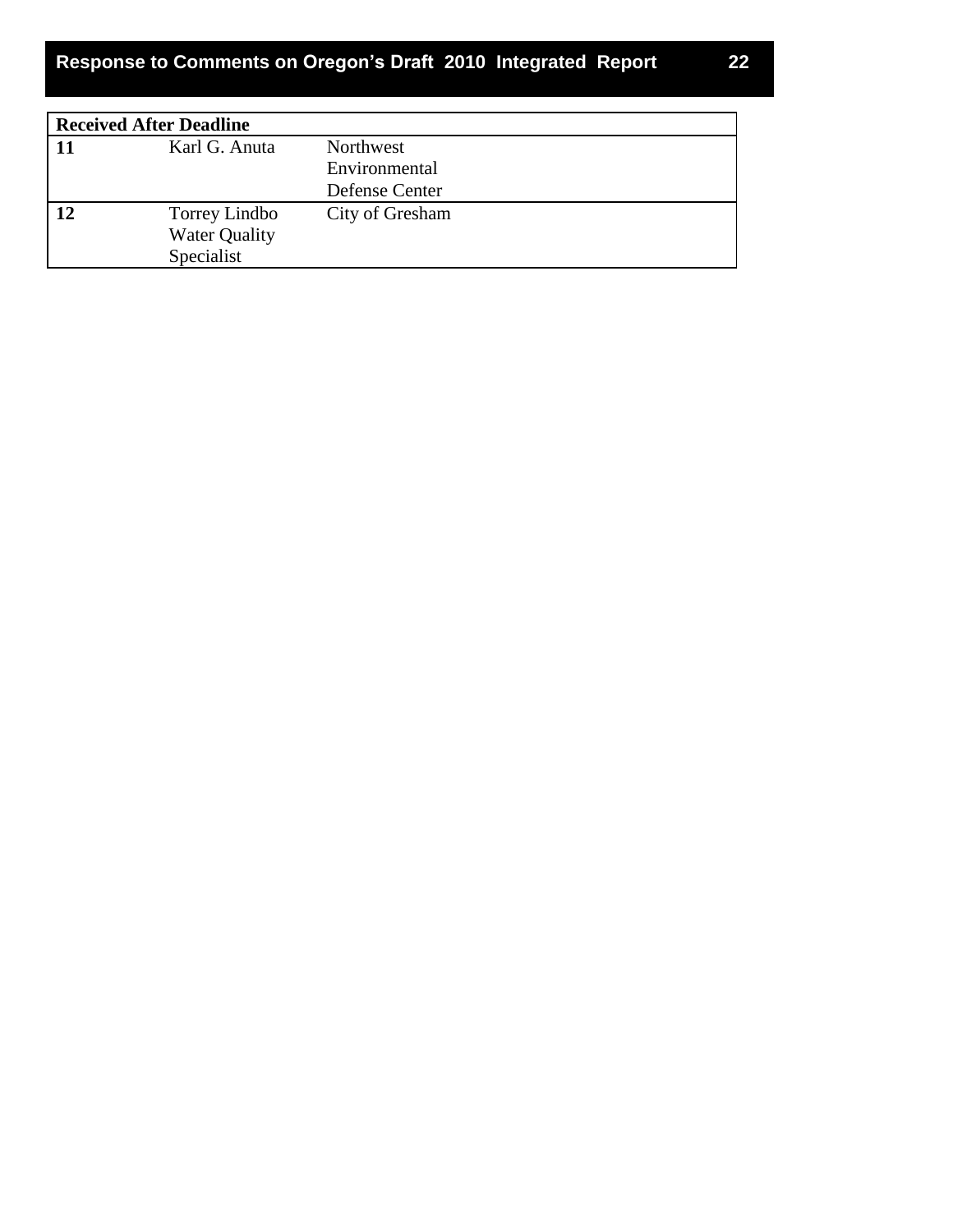| Received After Deadline | | |
|---|---|---|
| **11** | Karl G. Anuta | Northwest Environmental Defense Center |
| **12** | Torrey Lindbo Water Quality Specialist | City of Gresham |